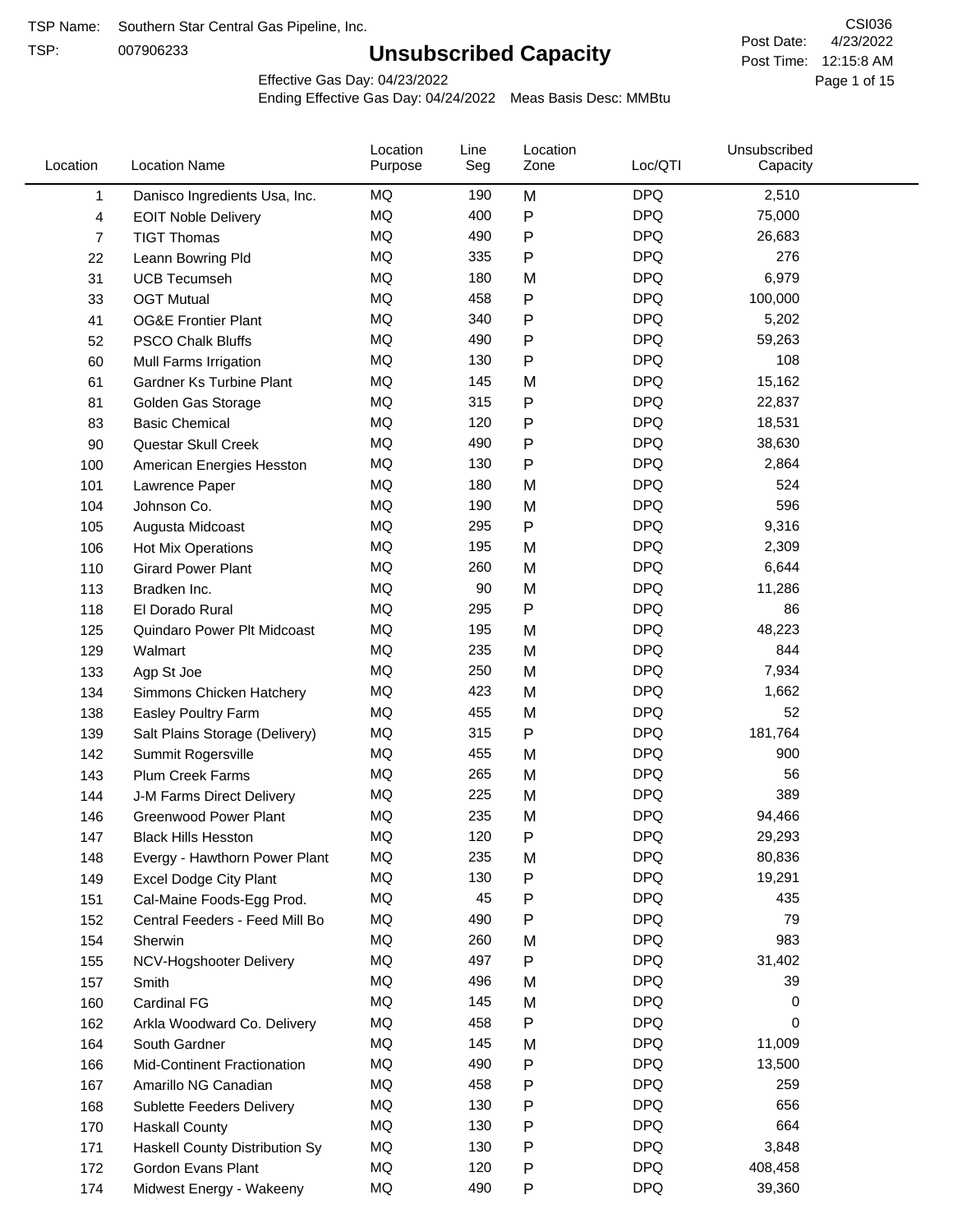TSP Name: Southern Star Central Gas Pipeline, Inc.
TSP: 007906233

# Unsubscribed Capacity

CSI036
Post Date: 4/23/2022
Post Time: 12:15:8 AM

Effective Gas Day: 04/23/2022
Ending Effective Gas Day: 04/24/2022 Meas Basis Desc: MMBtu

| Location | Location Name | Location Purpose | Line Seg | Location Zone | Loc/QTI | Unsubscribed Capacity |
|---|---|---|---|---|---|---|
| 1 | Danisco Ingredients Usa, Inc. | MQ | 190 | M | DPQ | 2,510 |
| 4 | EOIT Noble Delivery | MQ | 400 | P | DPQ | 75,000 |
| 7 | TIGT Thomas | MQ | 490 | P | DPQ | 26,683 |
| 22 | Leann Bowring Pld | MQ | 335 | P | DPQ | 276 |
| 31 | UCB Tecumseh | MQ | 180 | M | DPQ | 6,979 |
| 33 | OGT Mutual | MQ | 458 | P | DPQ | 100,000 |
| 41 | OG&E Frontier Plant | MQ | 340 | P | DPQ | 5,202 |
| 52 | PSCO Chalk Bluffs | MQ | 490 | P | DPQ | 59,263 |
| 60 | Mull Farms Irrigation | MQ | 130 | P | DPQ | 108 |
| 61 | Gardner Ks Turbine Plant | MQ | 145 | M | DPQ | 15,162 |
| 81 | Golden Gas Storage | MQ | 315 | P | DPQ | 22,837 |
| 83 | Basic Chemical | MQ | 120 | P | DPQ | 18,531 |
| 90 | Questar Skull Creek | MQ | 490 | P | DPQ | 38,630 |
| 100 | American Energies Hesston | MQ | 130 | P | DPQ | 2,864 |
| 101 | Lawrence Paper | MQ | 180 | M | DPQ | 524 |
| 104 | Johnson Co. | MQ | 190 | M | DPQ | 596 |
| 105 | Augusta Midcoast | MQ | 295 | P | DPQ | 9,316 |
| 106 | Hot Mix Operations | MQ | 195 | M | DPQ | 2,309 |
| 110 | Girard Power Plant | MQ | 260 | M | DPQ | 6,644 |
| 113 | Bradken Inc. | MQ | 90 | M | DPQ | 11,286 |
| 118 | El Dorado Rural | MQ | 295 | P | DPQ | 86 |
| 125 | Quindaro Power Plt Midcoast | MQ | 195 | M | DPQ | 48,223 |
| 129 | Walmart | MQ | 235 | M | DPQ | 844 |
| 133 | Agp St Joe | MQ | 250 | M | DPQ | 7,934 |
| 134 | Simmons Chicken Hatchery | MQ | 423 | M | DPQ | 1,662 |
| 138 | Easley Poultry Farm | MQ | 455 | M | DPQ | 52 |
| 139 | Salt Plains Storage (Delivery) | MQ | 315 | P | DPQ | 181,764 |
| 142 | Summit Rogersville | MQ | 455 | M | DPQ | 900 |
| 143 | Plum Creek Farms | MQ | 265 | M | DPQ | 56 |
| 144 | J-M Farms Direct Delivery | MQ | 225 | M | DPQ | 389 |
| 146 | Greenwood Power Plant | MQ | 235 | M | DPQ | 94,466 |
| 147 | Black Hills Hesston | MQ | 120 | P | DPQ | 29,293 |
| 148 | Evergy - Hawthorn Power Plant | MQ | 235 | M | DPQ | 80,836 |
| 149 | Excel Dodge City Plant | MQ | 130 | P | DPQ | 19,291 |
| 151 | Cal-Maine Foods-Egg Prod. | MQ | 45 | P | DPQ | 435 |
| 152 | Central Feeders - Feed Mill Bo | MQ | 490 | P | DPQ | 79 |
| 154 | Sherwin | MQ | 260 | M | DPQ | 983 |
| 155 | NCV-Hogshooter Delivery | MQ | 497 | P | DPQ | 31,402 |
| 157 | Smith | MQ | 496 | M | DPQ | 39 |
| 160 | Cardinal FG | MQ | 145 | M | DPQ | 0 |
| 162 | Arkla Woodward Co. Delivery | MQ | 458 | P | DPQ | 0 |
| 164 | South Gardner | MQ | 145 | M | DPQ | 11,009 |
| 166 | Mid-Continent Fractionation | MQ | 490 | P | DPQ | 13,500 |
| 167 | Amarillo NG Canadian | MQ | 458 | P | DPQ | 259 |
| 168 | Sublette Feeders Delivery | MQ | 130 | P | DPQ | 656 |
| 170 | Haskall County | MQ | 130 | P | DPQ | 664 |
| 171 | Haskall County Distribution Sy | MQ | 130 | P | DPQ | 3,848 |
| 172 | Gordon Evans Plant | MQ | 120 | P | DPQ | 408,458 |
| 174 | Midwest Energy - Wakeeny | MQ | 490 | P | DPQ | 39,360 |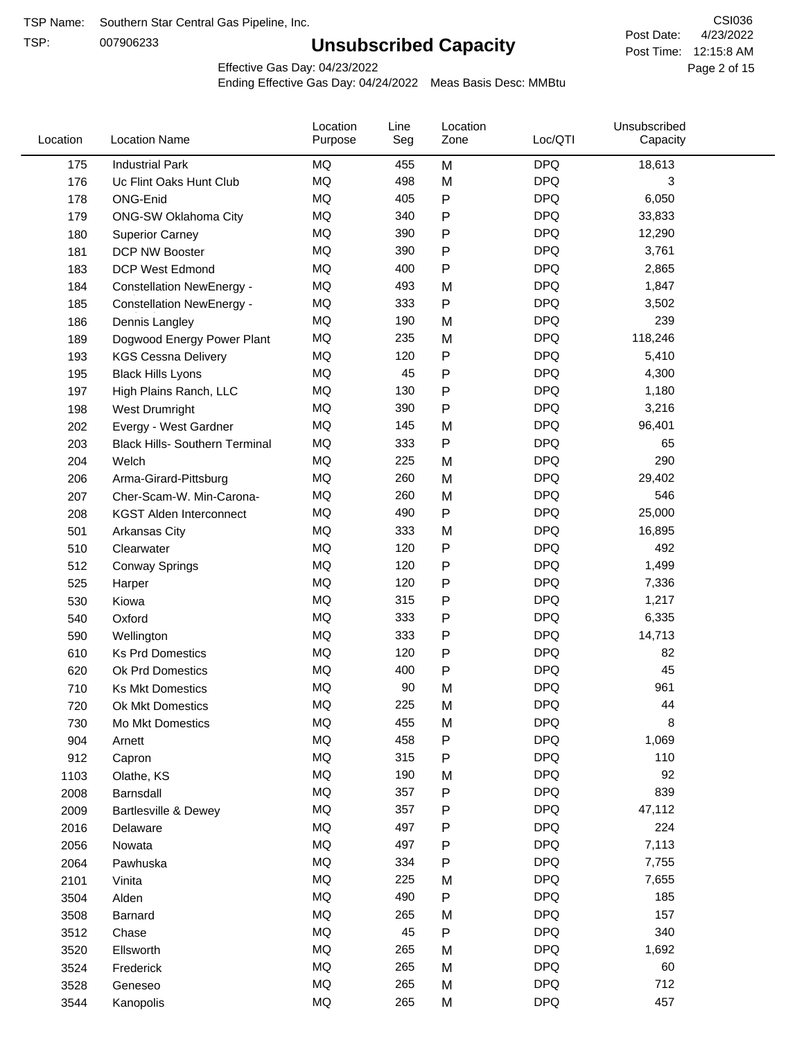TSP Name: Southern Star Central Gas Pipeline, Inc.
TSP: 007906233

# Unsubscribed Capacity

CSI036
Post Date: 4/23/2022
Post Time: 12:15:8 AM

Effective Gas Day: 04/23/2022
Ending Effective Gas Day: 04/24/2022 Meas Basis Desc: MMBtu

| Location | Location Name | Location Purpose | Line Seg | Location Zone | Loc/QTI | Unsubscribed Capacity |
|---|---|---|---|---|---|---|
| 175 | Industrial Park | MQ | 455 | M | DPQ | 18,613 |
| 176 | Uc Flint Oaks Hunt Club | MQ | 498 | M | DPQ | 3 |
| 178 | ONG-Enid | MQ | 405 | P | DPQ | 6,050 |
| 179 | ONG-SW Oklahoma City | MQ | 340 | P | DPQ | 33,833 |
| 180 | Superior Carney | MQ | 390 | P | DPQ | 12,290 |
| 181 | DCP NW Booster | MQ | 390 | P | DPQ | 3,761 |
| 183 | DCP West Edmond | MQ | 400 | P | DPQ | 2,865 |
| 184 | Constellation NewEnergy - | MQ | 493 | M | DPQ | 1,847 |
| 185 | Constellation NewEnergy - | MQ | 333 | P | DPQ | 3,502 |
| 186 | Dennis Langley | MQ | 190 | M | DPQ | 239 |
| 189 | Dogwood Energy Power Plant | MQ | 235 | M | DPQ | 118,246 |
| 193 | KGS Cessna Delivery | MQ | 120 | P | DPQ | 5,410 |
| 195 | Black Hills Lyons | MQ | 45 | P | DPQ | 4,300 |
| 197 | High Plains Ranch, LLC | MQ | 130 | P | DPQ | 1,180 |
| 198 | West Drumright | MQ | 390 | P | DPQ | 3,216 |
| 202 | Evergy - West Gardner | MQ | 145 | M | DPQ | 96,401 |
| 203 | Black Hills- Southern Terminal | MQ | 333 | P | DPQ | 65 |
| 204 | Welch | MQ | 225 | M | DPQ | 290 |
| 206 | Arma-Girard-Pittsburg | MQ | 260 | M | DPQ | 29,402 |
| 207 | Cher-Scam-W. Min-Carona- | MQ | 260 | M | DPQ | 546 |
| 208 | KGST Alden Interconnect | MQ | 490 | P | DPQ | 25,000 |
| 501 | Arkansas City | MQ | 333 | M | DPQ | 16,895 |
| 510 | Clearwater | MQ | 120 | P | DPQ | 492 |
| 512 | Conway Springs | MQ | 120 | P | DPQ | 1,499 |
| 525 | Harper | MQ | 120 | P | DPQ | 7,336 |
| 530 | Kiowa | MQ | 315 | P | DPQ | 1,217 |
| 540 | Oxford | MQ | 333 | P | DPQ | 6,335 |
| 590 | Wellington | MQ | 333 | P | DPQ | 14,713 |
| 610 | Ks Prd Domestics | MQ | 120 | P | DPQ | 82 |
| 620 | Ok Prd Domestics | MQ | 400 | P | DPQ | 45 |
| 710 | Ks Mkt Domestics | MQ | 90 | M | DPQ | 961 |
| 720 | Ok Mkt Domestics | MQ | 225 | M | DPQ | 44 |
| 730 | Mo Mkt Domestics | MQ | 455 | M | DPQ | 8 |
| 904 | Arnett | MQ | 458 | P | DPQ | 1,069 |
| 912 | Capron | MQ | 315 | P | DPQ | 110 |
| 1103 | Olathe, KS | MQ | 190 | M | DPQ | 92 |
| 2008 | Barnsdall | MQ | 357 | P | DPQ | 839 |
| 2009 | Bartlesville & Dewey | MQ | 357 | P | DPQ | 47,112 |
| 2016 | Delaware | MQ | 497 | P | DPQ | 224 |
| 2056 | Nowata | MQ | 497 | P | DPQ | 7,113 |
| 2064 | Pawhuska | MQ | 334 | P | DPQ | 7,755 |
| 2101 | Vinita | MQ | 225 | M | DPQ | 7,655 |
| 3504 | Alden | MQ | 490 | P | DPQ | 185 |
| 3508 | Barnard | MQ | 265 | M | DPQ | 157 |
| 3512 | Chase | MQ | 45 | P | DPQ | 340 |
| 3520 | Ellsworth | MQ | 265 | M | DPQ | 1,692 |
| 3524 | Frederick | MQ | 265 | M | DPQ | 60 |
| 3528 | Geneseo | MQ | 265 | M | DPQ | 712 |
| 3544 | Kanopolis | MQ | 265 | M | DPQ | 457 |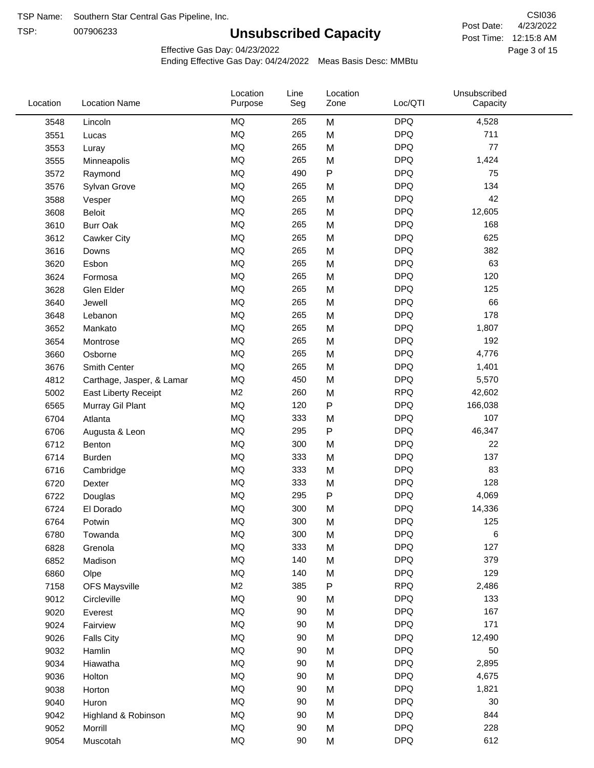TSP Name: Southern Star Central Gas Pipeline, Inc.

TSP: 007906233

# Unsubscribed Capacity

CSI036

Post Date: 4/23/2022

Post Time: 12:15:8 AM

Effective Gas Day: 04/23/2022

Ending Effective Gas Day: 04/24/2022 Meas Basis Desc: MMBtu

| Location | Location Name | Location Purpose | Line Seg | Location Zone | Loc/QTI | Unsubscribed Capacity |
|---|---|---|---|---|---|---|
| 3548 | Lincoln | MQ | 265 | M | DPQ | 4,528 |
| 3551 | Lucas | MQ | 265 | M | DPQ | 711 |
| 3553 | Luray | MQ | 265 | M | DPQ | 77 |
| 3555 | Minneapolis | MQ | 265 | M | DPQ | 1,424 |
| 3572 | Raymond | MQ | 490 | P | DPQ | 75 |
| 3576 | Sylvan Grove | MQ | 265 | M | DPQ | 134 |
| 3588 | Vesper | MQ | 265 | M | DPQ | 42 |
| 3608 | Beloit | MQ | 265 | M | DPQ | 12,605 |
| 3610 | Burr Oak | MQ | 265 | M | DPQ | 168 |
| 3612 | Cawker City | MQ | 265 | M | DPQ | 625 |
| 3616 | Downs | MQ | 265 | M | DPQ | 382 |
| 3620 | Esbon | MQ | 265 | M | DPQ | 63 |
| 3624 | Formosa | MQ | 265 | M | DPQ | 120 |
| 3628 | Glen Elder | MQ | 265 | M | DPQ | 125 |
| 3640 | Jewell | MQ | 265 | M | DPQ | 66 |
| 3648 | Lebanon | MQ | 265 | M | DPQ | 178 |
| 3652 | Mankato | MQ | 265 | M | DPQ | 1,807 |
| 3654 | Montrose | MQ | 265 | M | DPQ | 192 |
| 3660 | Osborne | MQ | 265 | M | DPQ | 4,776 |
| 3676 | Smith Center | MQ | 265 | M | DPQ | 1,401 |
| 4812 | Carthage, Jasper, & Lamar | MQ | 450 | M | DPQ | 5,570 |
| 5002 | East Liberty Receipt | M2 | 260 | M | RPQ | 42,602 |
| 6565 | Murray Gil Plant | MQ | 120 | P | DPQ | 166,038 |
| 6704 | Atlanta | MQ | 333 | M | DPQ | 107 |
| 6706 | Augusta & Leon | MQ | 295 | P | DPQ | 46,347 |
| 6712 | Benton | MQ | 300 | M | DPQ | 22 |
| 6714 | Burden | MQ | 333 | M | DPQ | 137 |
| 6716 | Cambridge | MQ | 333 | M | DPQ | 83 |
| 6720 | Dexter | MQ | 333 | M | DPQ | 128 |
| 6722 | Douglas | MQ | 295 | P | DPQ | 4,069 |
| 6724 | El Dorado | MQ | 300 | M | DPQ | 14,336 |
| 6764 | Potwin | MQ | 300 | M | DPQ | 125 |
| 6780 | Towanda | MQ | 300 | M | DPQ | 6 |
| 6828 | Grenola | MQ | 333 | M | DPQ | 127 |
| 6852 | Madison | MQ | 140 | M | DPQ | 379 |
| 6860 | Olpe | MQ | 140 | M | DPQ | 129 |
| 7158 | OFS Maysville | M2 | 385 | P | RPQ | 2,486 |
| 9012 | Circleville | MQ | 90 | M | DPQ | 133 |
| 9020 | Everest | MQ | 90 | M | DPQ | 167 |
| 9024 | Fairview | MQ | 90 | M | DPQ | 171 |
| 9026 | Falls City | MQ | 90 | M | DPQ | 12,490 |
| 9032 | Hamlin | MQ | 90 | M | DPQ | 50 |
| 9034 | Hiawatha | MQ | 90 | M | DPQ | 2,895 |
| 9036 | Holton | MQ | 90 | M | DPQ | 4,675 |
| 9038 | Horton | MQ | 90 | M | DPQ | 1,821 |
| 9040 | Huron | MQ | 90 | M | DPQ | 30 |
| 9042 | Highland & Robinson | MQ | 90 | M | DPQ | 844 |
| 9052 | Morrill | MQ | 90 | M | DPQ | 228 |
| 9054 | Muscotah | MQ | 90 | M | DPQ | 612 |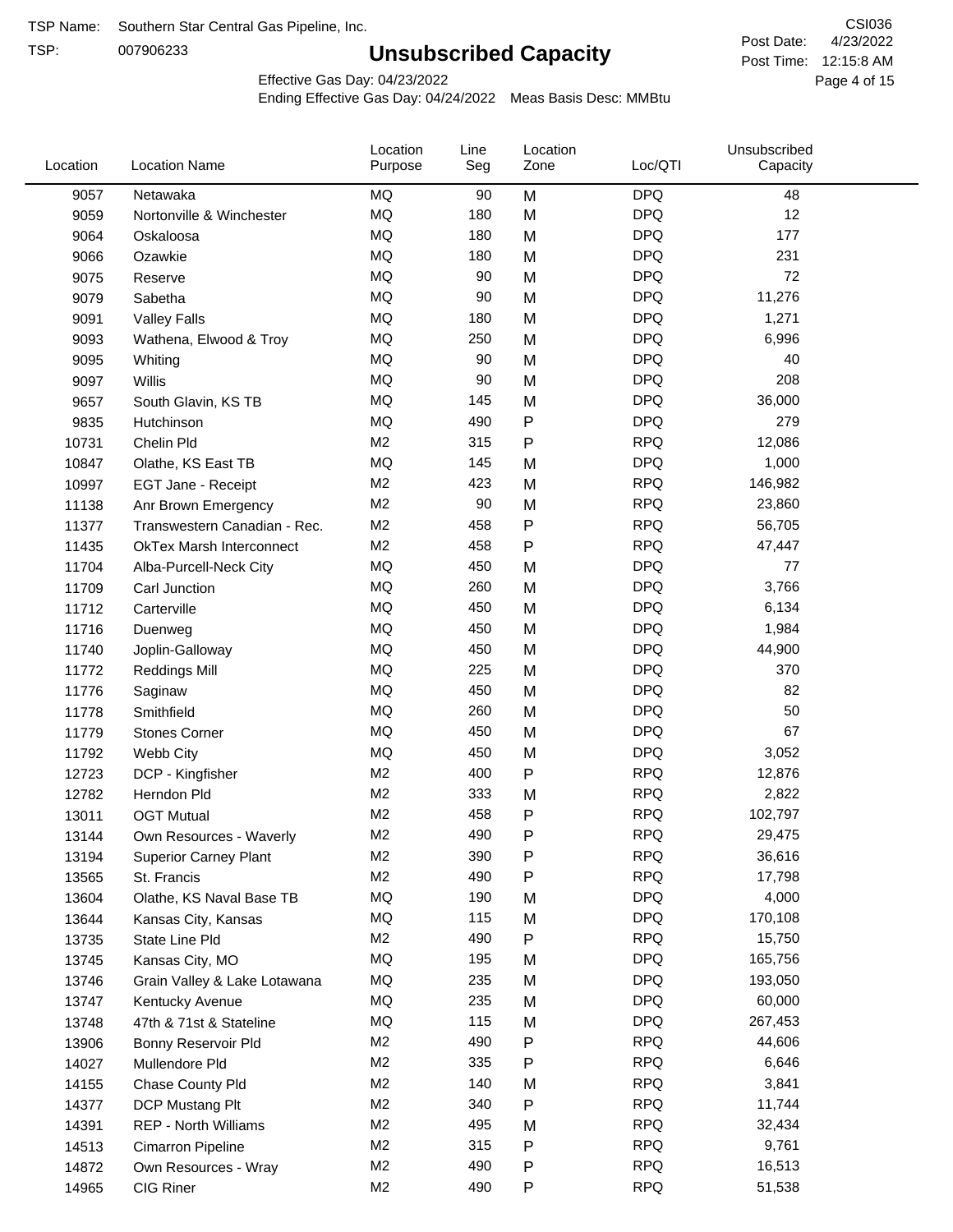TSP Name: Southern Star Central Gas Pipeline, Inc.

TSP: 007906233

# Unsubscribed Capacity

CSI036

Post Date: 4/23/2022

Post Time: 12:15:8 AM

Effective Gas Day: 04/23/2022

Ending Effective Gas Day: 04/24/2022 Meas Basis Desc: MMBtu

| Location | Location Name | Location Purpose | Line Seg | Location Zone | Loc/QTI | Unsubscribed Capacity |
|---|---|---|---|---|---|---|
| 9057 | Netawaka | MQ | 90 | M | DPQ | 48 |
| 9059 | Nortonville & Winchester | MQ | 180 | M | DPQ | 12 |
| 9064 | Oskaloosa | MQ | 180 | M | DPQ | 177 |
| 9066 | Ozawkie | MQ | 180 | M | DPQ | 231 |
| 9075 | Reserve | MQ | 90 | M | DPQ | 72 |
| 9079 | Sabetha | MQ | 90 | M | DPQ | 11,276 |
| 9091 | Valley Falls | MQ | 180 | M | DPQ | 1,271 |
| 9093 | Wathena, Elwood & Troy | MQ | 250 | M | DPQ | 6,996 |
| 9095 | Whiting | MQ | 90 | M | DPQ | 40 |
| 9097 | Willis | MQ | 90 | M | DPQ | 208 |
| 9657 | South Glavin, KS TB | MQ | 145 | M | DPQ | 36,000 |
| 9835 | Hutchinson | MQ | 490 | P | DPQ | 279 |
| 10731 | Chelin Pld | M2 | 315 | P | RPQ | 12,086 |
| 10847 | Olathe, KS East TB | MQ | 145 | M | DPQ | 1,000 |
| 10997 | EGT Jane - Receipt | M2 | 423 | M | RPQ | 146,982 |
| 11138 | Anr Brown Emergency | M2 | 90 | M | RPQ | 23,860 |
| 11377 | Transwestern Canadian - Rec. | M2 | 458 | P | RPQ | 56,705 |
| 11435 | OkTex Marsh Interconnect | M2 | 458 | P | RPQ | 47,447 |
| 11704 | Alba-Purcell-Neck City | MQ | 450 | M | DPQ | 77 |
| 11709 | Carl Junction | MQ | 260 | M | DPQ | 3,766 |
| 11712 | Carterville | MQ | 450 | M | DPQ | 6,134 |
| 11716 | Duenweg | MQ | 450 | M | DPQ | 1,984 |
| 11740 | Joplin-Galloway | MQ | 450 | M | DPQ | 44,900 |
| 11772 | Reddings Mill | MQ | 225 | M | DPQ | 370 |
| 11776 | Saginaw | MQ | 450 | M | DPQ | 82 |
| 11778 | Smithfield | MQ | 260 | M | DPQ | 50 |
| 11779 | Stones Corner | MQ | 450 | M | DPQ | 67 |
| 11792 | Webb City | MQ | 450 | M | DPQ | 3,052 |
| 12723 | DCP - Kingfisher | M2 | 400 | P | RPQ | 12,876 |
| 12782 | Herndon Pld | M2 | 333 | M | RPQ | 2,822 |
| 13011 | OGT Mutual | M2 | 458 | P | RPQ | 102,797 |
| 13144 | Own Resources - Waverly | M2 | 490 | P | RPQ | 29,475 |
| 13194 | Superior Carney Plant | M2 | 390 | P | RPQ | 36,616 |
| 13565 | St. Francis | M2 | 490 | P | RPQ | 17,798 |
| 13604 | Olathe, KS Naval Base TB | MQ | 190 | M | DPQ | 4,000 |
| 13644 | Kansas City, Kansas | MQ | 115 | M | DPQ | 170,108 |
| 13735 | State Line Pld | M2 | 490 | P | RPQ | 15,750 |
| 13745 | Kansas City, MO | MQ | 195 | M | DPQ | 165,756 |
| 13746 | Grain Valley & Lake Lotawana | MQ | 235 | M | DPQ | 193,050 |
| 13747 | Kentucky Avenue | MQ | 235 | M | DPQ | 60,000 |
| 13748 | 47th & 71st & Stateline | MQ | 115 | M | DPQ | 267,453 |
| 13906 | Bonny Reservoir Pld | M2 | 490 | P | RPQ | 44,606 |
| 14027 | Mullendore Pld | M2 | 335 | P | RPQ | 6,646 |
| 14155 | Chase County Pld | M2 | 140 | M | RPQ | 3,841 |
| 14377 | DCP Mustang Plt | M2 | 340 | P | RPQ | 11,744 |
| 14391 | REP - North Williams | M2 | 495 | M | RPQ | 32,434 |
| 14513 | Cimarron Pipeline | M2 | 315 | P | RPQ | 9,761 |
| 14872 | Own Resources - Wray | M2 | 490 | P | RPQ | 16,513 |
| 14965 | CIG Riner | M2 | 490 | P | RPQ | 51,538 |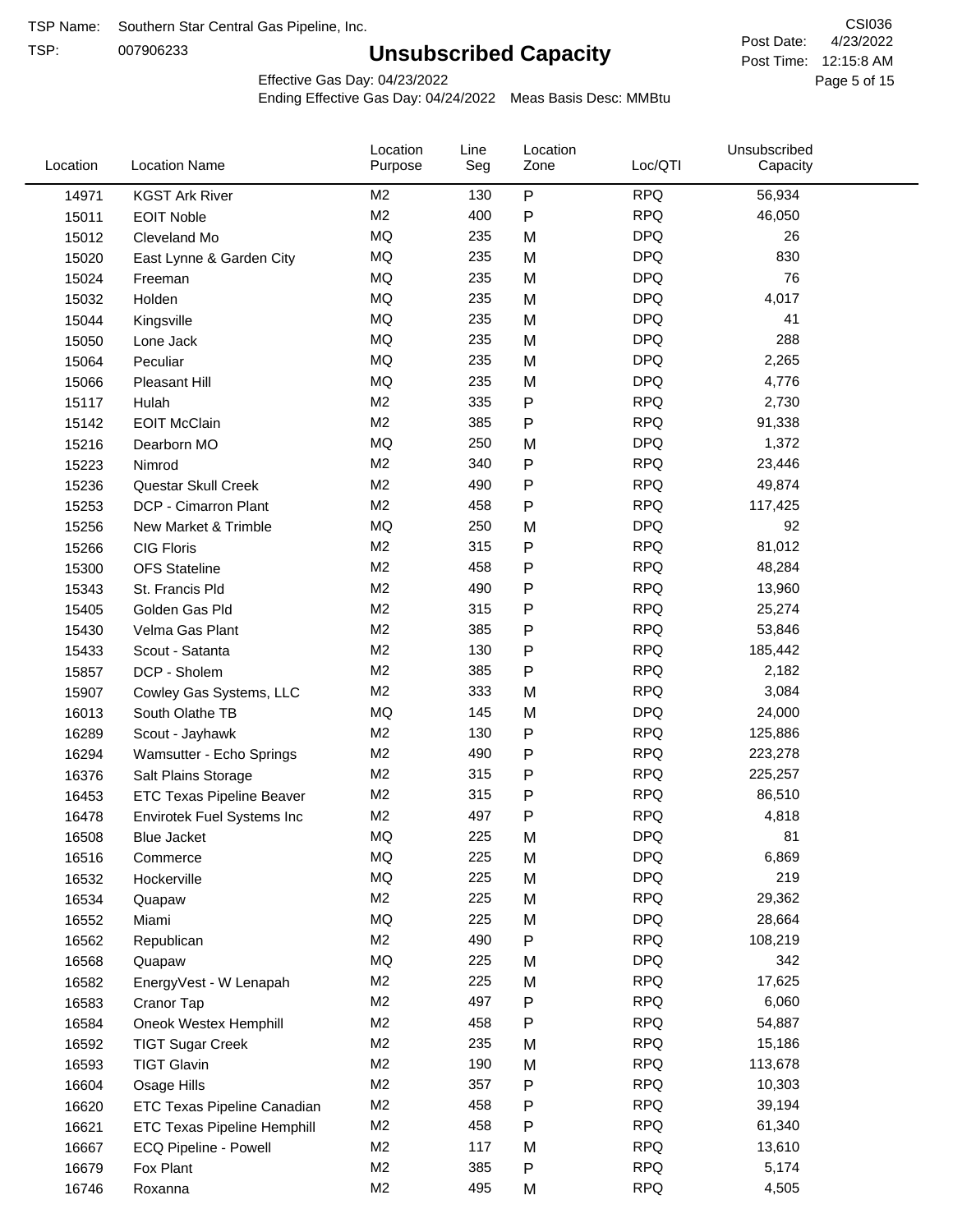TSP Name: Southern Star Central Gas Pipeline, Inc.

TSP: 007906233

# Unsubscribed Capacity

CSI036

Post Date: 4/23/2022

Post Time: 12:15:8 AM

Effective Gas Day: 04/23/2022

Ending Effective Gas Day: 04/24/2022 Meas Basis Desc: MMBtu

| Location | Location Name | Location Purpose | Line Seg | Location Zone | Loc/QTI | Unsubscribed Capacity |
|---|---|---|---|---|---|---|
| 14971 | KGST Ark River | M2 | 130 | P | RPQ | 56,934 |
| 15011 | EOIT Noble | M2 | 400 | P | RPQ | 46,050 |
| 15012 | Cleveland Mo | MQ | 235 | M | DPQ | 26 |
| 15020 | East Lynne & Garden City | MQ | 235 | M | DPQ | 830 |
| 15024 | Freeman | MQ | 235 | M | DPQ | 76 |
| 15032 | Holden | MQ | 235 | M | DPQ | 4,017 |
| 15044 | Kingsville | MQ | 235 | M | DPQ | 41 |
| 15050 | Lone Jack | MQ | 235 | M | DPQ | 288 |
| 15064 | Peculiar | MQ | 235 | M | DPQ | 2,265 |
| 15066 | Pleasant Hill | MQ | 235 | M | DPQ | 4,776 |
| 15117 | Hulah | M2 | 335 | P | RPQ | 2,730 |
| 15142 | EOIT McClain | M2 | 385 | P | RPQ | 91,338 |
| 15216 | Dearborn MO | MQ | 250 | M | DPQ | 1,372 |
| 15223 | Nimrod | M2 | 340 | P | RPQ | 23,446 |
| 15236 | Questar Skull Creek | M2 | 490 | P | RPQ | 49,874 |
| 15253 | DCP - Cimarron Plant | M2 | 458 | P | RPQ | 117,425 |
| 15256 | New Market & Trimble | MQ | 250 | M | DPQ | 92 |
| 15266 | CIG Floris | M2 | 315 | P | RPQ | 81,012 |
| 15300 | OFS Stateline | M2 | 458 | P | RPQ | 48,284 |
| 15343 | St. Francis Pld | M2 | 490 | P | RPQ | 13,960 |
| 15405 | Golden Gas Pld | M2 | 315 | P | RPQ | 25,274 |
| 15430 | Velma Gas Plant | M2 | 385 | P | RPQ | 53,846 |
| 15433 | Scout - Satanta | M2 | 130 | P | RPQ | 185,442 |
| 15857 | DCP - Sholem | M2 | 385 | P | RPQ | 2,182 |
| 15907 | Cowley Gas Systems, LLC | M2 | 333 | M | RPQ | 3,084 |
| 16013 | South Olathe TB | MQ | 145 | M | DPQ | 24,000 |
| 16289 | Scout - Jayhawk | M2 | 130 | P | RPQ | 125,886 |
| 16294 | Wamsutter - Echo Springs | M2 | 490 | P | RPQ | 223,278 |
| 16376 | Salt Plains Storage | M2 | 315 | P | RPQ | 225,257 |
| 16453 | ETC Texas Pipeline Beaver | M2 | 315 | P | RPQ | 86,510 |
| 16478 | Envirotek Fuel Systems Inc | M2 | 497 | P | RPQ | 4,818 |
| 16508 | Blue Jacket | MQ | 225 | M | DPQ | 81 |
| 16516 | Commerce | MQ | 225 | M | DPQ | 6,869 |
| 16532 | Hockerville | MQ | 225 | M | DPQ | 219 |
| 16534 | Quapaw | M2 | 225 | M | RPQ | 29,362 |
| 16552 | Miami | MQ | 225 | M | DPQ | 28,664 |
| 16562 | Republican | M2 | 490 | P | RPQ | 108,219 |
| 16568 | Quapaw | MQ | 225 | M | DPQ | 342 |
| 16582 | EnergyVest - W Lenapah | M2 | 225 | M | RPQ | 17,625 |
| 16583 | Cranor Tap | M2 | 497 | P | RPQ | 6,060 |
| 16584 | Oneok Westex Hemphill | M2 | 458 | P | RPQ | 54,887 |
| 16592 | TIGT Sugar Creek | M2 | 235 | M | RPQ | 15,186 |
| 16593 | TIGT Glavin | M2 | 190 | M | RPQ | 113,678 |
| 16604 | Osage Hills | M2 | 357 | P | RPQ | 10,303 |
| 16620 | ETC Texas Pipeline Canadian | M2 | 458 | P | RPQ | 39,194 |
| 16621 | ETC Texas Pipeline Hemphill | M2 | 458 | P | RPQ | 61,340 |
| 16667 | ECQ Pipeline - Powell | M2 | 117 | M | RPQ | 13,610 |
| 16679 | Fox Plant | M2 | 385 | P | RPQ | 5,174 |
| 16746 | Roxanna | M2 | 495 | M | RPQ | 4,505 |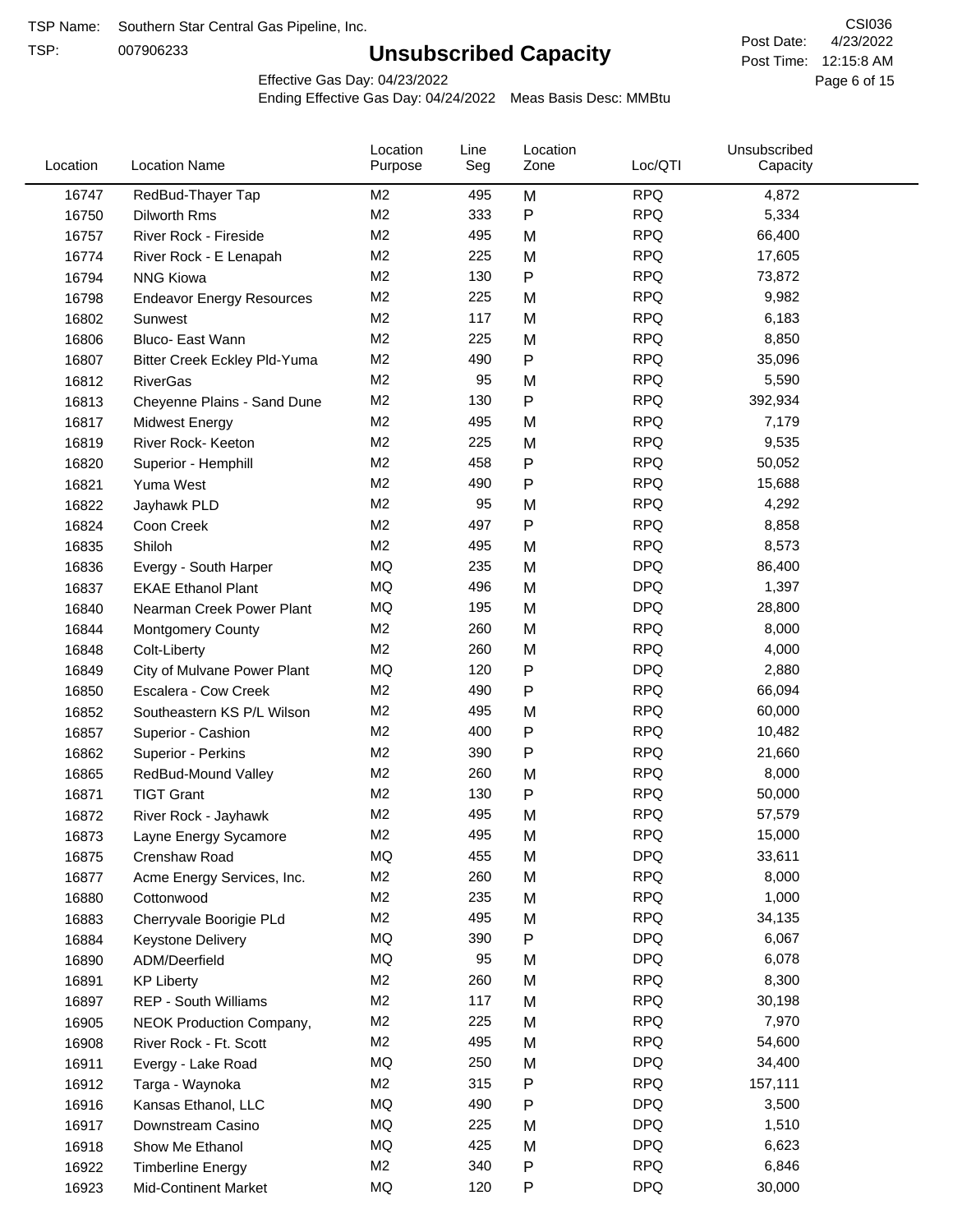TSP Name: Southern Star Central Gas Pipeline, Inc.

TSP: 007906233

# Unsubscribed Capacity

CSI036

Post Date: 4/23/2022

Post Time: 12:15:8 AM

Effective Gas Day: 04/23/2022

Ending Effective Gas Day: 04/24/2022 Meas Basis Desc: MMBtu

| Location | Location Name | Location Purpose | Line Seg | Location Zone | Loc/QTI | Unsubscribed Capacity |
|---|---|---|---|---|---|---|
| 16747 | RedBud-Thayer Tap | M2 | 495 | M | RPQ | 4,872 |
| 16750 | Dilworth Rms | M2 | 333 | P | RPQ | 5,334 |
| 16757 | River Rock - Fireside | M2 | 495 | M | RPQ | 66,400 |
| 16774 | River Rock - E Lenapah | M2 | 225 | M | RPQ | 17,605 |
| 16794 | NNG Kiowa | M2 | 130 | P | RPQ | 73,872 |
| 16798 | Endeavor Energy Resources | M2 | 225 | M | RPQ | 9,982 |
| 16802 | Sunwest | M2 | 117 | M | RPQ | 6,183 |
| 16806 | Bluco- East Wann | M2 | 225 | M | RPQ | 8,850 |
| 16807 | Bitter Creek Eckley Pld-Yuma | M2 | 490 | P | RPQ | 35,096 |
| 16812 | RiverGas | M2 | 95 | M | RPQ | 5,590 |
| 16813 | Cheyenne Plains - Sand Dune | M2 | 130 | P | RPQ | 392,934 |
| 16817 | Midwest Energy | M2 | 495 | M | RPQ | 7,179 |
| 16819 | River Rock- Keeton | M2 | 225 | M | RPQ | 9,535 |
| 16820 | Superior - Hemphill | M2 | 458 | P | RPQ | 50,052 |
| 16821 | Yuma West | M2 | 490 | P | RPQ | 15,688 |
| 16822 | Jayhawk PLD | M2 | 95 | M | RPQ | 4,292 |
| 16824 | Coon Creek | M2 | 497 | P | RPQ | 8,858 |
| 16835 | Shiloh | M2 | 495 | M | RPQ | 8,573 |
| 16836 | Evergy - South Harper | MQ | 235 | M | DPQ | 86,400 |
| 16837 | EKAE Ethanol Plant | MQ | 496 | M | DPQ | 1,397 |
| 16840 | Nearman Creek Power Plant | MQ | 195 | M | DPQ | 28,800 |
| 16844 | Montgomery County | M2 | 260 | M | RPQ | 8,000 |
| 16848 | Colt-Liberty | M2 | 260 | M | RPQ | 4,000 |
| 16849 | City of Mulvane Power Plant | MQ | 120 | P | DPQ | 2,880 |
| 16850 | Escalera - Cow Creek | M2 | 490 | P | RPQ | 66,094 |
| 16852 | Southeastern KS P/L Wilson | M2 | 495 | M | RPQ | 60,000 |
| 16857 | Superior - Cashion | M2 | 400 | P | RPQ | 10,482 |
| 16862 | Superior - Perkins | M2 | 390 | P | RPQ | 21,660 |
| 16865 | RedBud-Mound Valley | M2 | 260 | M | RPQ | 8,000 |
| 16871 | TIGT Grant | M2 | 130 | P | RPQ | 50,000 |
| 16872 | River Rock - Jayhawk | M2 | 495 | M | RPQ | 57,579 |
| 16873 | Layne Energy Sycamore | M2 | 495 | M | RPQ | 15,000 |
| 16875 | Crenshaw Road | MQ | 455 | M | DPQ | 33,611 |
| 16877 | Acme Energy Services, Inc. | M2 | 260 | M | RPQ | 8,000 |
| 16880 | Cottonwood | M2 | 235 | M | RPQ | 1,000 |
| 16883 | Cherryvale Boorigie PLd | M2 | 495 | M | RPQ | 34,135 |
| 16884 | Keystone Delivery | MQ | 390 | P | DPQ | 6,067 |
| 16890 | ADM/Deerfield | MQ | 95 | M | DPQ | 6,078 |
| 16891 | KP Liberty | M2 | 260 | M | RPQ | 8,300 |
| 16897 | REP - South Williams | M2 | 117 | M | RPQ | 30,198 |
| 16905 | NEOK Production Company, | M2 | 225 | M | RPQ | 7,970 |
| 16908 | River Rock - Ft. Scott | M2 | 495 | M | RPQ | 54,600 |
| 16911 | Evergy - Lake Road | MQ | 250 | M | DPQ | 34,400 |
| 16912 | Targa - Waynoka | M2 | 315 | P | RPQ | 157,111 |
| 16916 | Kansas Ethanol, LLC | MQ | 490 | P | DPQ | 3,500 |
| 16917 | Downstream Casino | MQ | 225 | M | DPQ | 1,510 |
| 16918 | Show Me Ethanol | MQ | 425 | M | DPQ | 6,623 |
| 16922 | Timberline Energy | M2 | 340 | P | RPQ | 6,846 |
| 16923 | Mid-Continent Market | MQ | 120 | P | DPQ | 30,000 |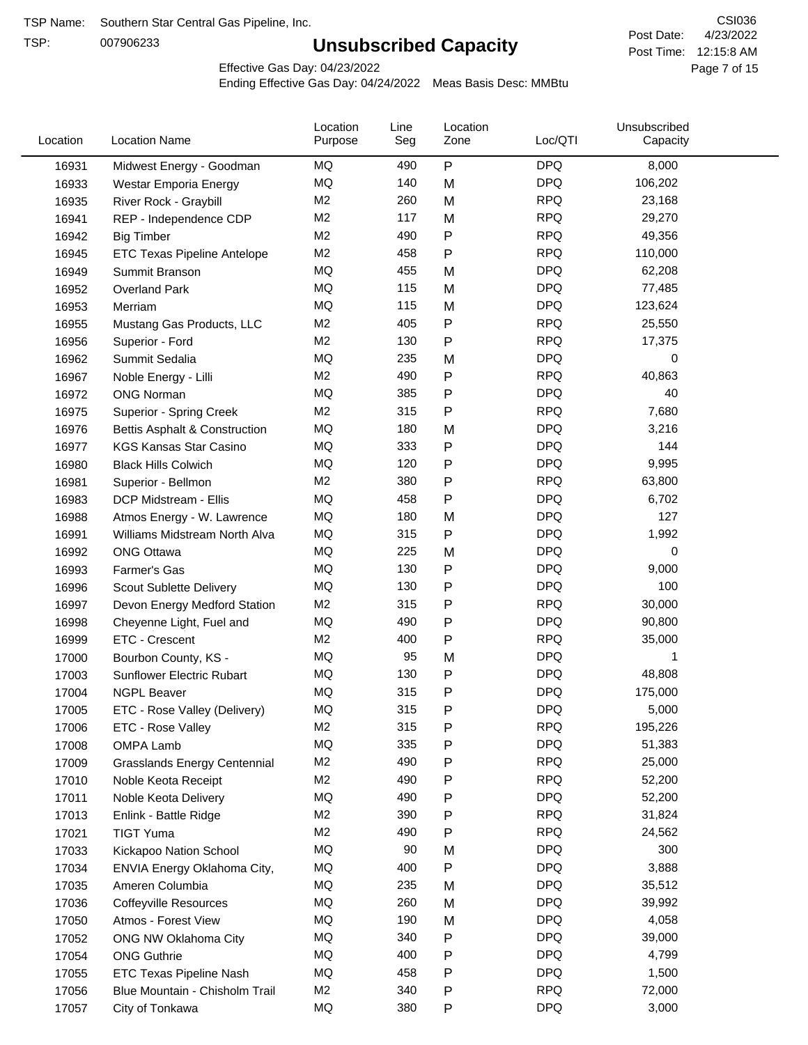TSP Name: Southern Star Central Gas Pipeline, Inc.

TSP: 007906233

# Unsubscribed Capacity

CSI036

Post Date: 4/23/2022

Post Time: 12:15:8 AM

Effective Gas Day: 04/23/2022

Ending Effective Gas Day: 04/24/2022 Meas Basis Desc: MMBtu

| Location | Location Name | Location Purpose | Line Seg | Location Zone | Loc/QTI | Unsubscribed Capacity |
|---|---|---|---|---|---|---|
| 16931 | Midwest Energy - Goodman | MQ | 490 | P | DPQ | 8,000 |
| 16933 | Westar Emporia Energy | MQ | 140 | M | DPQ | 106,202 |
| 16935 | River Rock - Graybill | M2 | 260 | M | RPQ | 23,168 |
| 16941 | REP - Independence CDP | M2 | 117 | M | RPQ | 29,270 |
| 16942 | Big Timber | M2 | 490 | P | RPQ | 49,356 |
| 16945 | ETC Texas Pipeline Antelope | M2 | 458 | P | RPQ | 110,000 |
| 16949 | Summit Branson | MQ | 455 | M | DPQ | 62,208 |
| 16952 | Overland Park | MQ | 115 | M | DPQ | 77,485 |
| 16953 | Merriam | MQ | 115 | M | DPQ | 123,624 |
| 16955 | Mustang Gas Products, LLC | M2 | 405 | P | RPQ | 25,550 |
| 16956 | Superior - Ford | M2 | 130 | P | RPQ | 17,375 |
| 16962 | Summit Sedalia | MQ | 235 | M | DPQ | 0 |
| 16967 | Noble Energy - Lilli | M2 | 490 | P | RPQ | 40,863 |
| 16972 | ONG Norman | MQ | 385 | P | DPQ | 40 |
| 16975 | Superior - Spring Creek | M2 | 315 | P | RPQ | 7,680 |
| 16976 | Bettis Asphalt & Construction | MQ | 180 | M | DPQ | 3,216 |
| 16977 | KGS Kansas Star Casino | MQ | 333 | P | DPQ | 144 |
| 16980 | Black Hills Colwich | MQ | 120 | P | DPQ | 9,995 |
| 16981 | Superior - Bellmon | M2 | 380 | P | RPQ | 63,800 |
| 16983 | DCP Midstream - Ellis | MQ | 458 | P | DPQ | 6,702 |
| 16988 | Atmos Energy - W. Lawrence | MQ | 180 | M | DPQ | 127 |
| 16991 | Williams Midstream North Alva | MQ | 315 | P | DPQ | 1,992 |
| 16992 | ONG Ottawa | MQ | 225 | M | DPQ | 0 |
| 16993 | Farmer's Gas | MQ | 130 | P | DPQ | 9,000 |
| 16996 | Scout Sublette Delivery | MQ | 130 | P | DPQ | 100 |
| 16997 | Devon Energy Medford Station | M2 | 315 | P | RPQ | 30,000 |
| 16998 | Cheyenne Light, Fuel and | MQ | 490 | P | DPQ | 90,800 |
| 16999 | ETC - Crescent | M2 | 400 | P | RPQ | 35,000 |
| 17000 | Bourbon County, KS - | MQ | 95 | M | DPQ | 1 |
| 17003 | Sunflower Electric Rubart | MQ | 130 | P | DPQ | 48,808 |
| 17004 | NGPL Beaver | MQ | 315 | P | DPQ | 175,000 |
| 17005 | ETC - Rose Valley (Delivery) | MQ | 315 | P | DPQ | 5,000 |
| 17006 | ETC - Rose Valley | M2 | 315 | P | RPQ | 195,226 |
| 17008 | OMPA Lamb | MQ | 335 | P | DPQ | 51,383 |
| 17009 | Grasslands Energy Centennial | M2 | 490 | P | RPQ | 25,000 |
| 17010 | Noble Keota Receipt | M2 | 490 | P | RPQ | 52,200 |
| 17011 | Noble Keota Delivery | MQ | 490 | P | DPQ | 52,200 |
| 17013 | Enlink - Battle Ridge | M2 | 390 | P | RPQ | 31,824 |
| 17021 | TIGT Yuma | M2 | 490 | P | RPQ | 24,562 |
| 17033 | Kickapoo Nation School | MQ | 90 | M | DPQ | 300 |
| 17034 | ENVIA Energy Oklahoma City, | MQ | 400 | P | DPQ | 3,888 |
| 17035 | Ameren Columbia | MQ | 235 | M | DPQ | 35,512 |
| 17036 | Coffeyville Resources | MQ | 260 | M | DPQ | 39,992 |
| 17050 | Atmos - Forest View | MQ | 190 | M | DPQ | 4,058 |
| 17052 | ONG NW Oklahoma City | MQ | 340 | P | DPQ | 39,000 |
| 17054 | ONG Guthrie | MQ | 400 | P | DPQ | 4,799 |
| 17055 | ETC Texas Pipeline Nash | MQ | 458 | P | DPQ | 1,500 |
| 17056 | Blue Mountain - Chisholm Trail | M2 | 340 | P | RPQ | 72,000 |
| 17057 | City of Tonkawa | MQ | 380 | P | DPQ | 3,000 |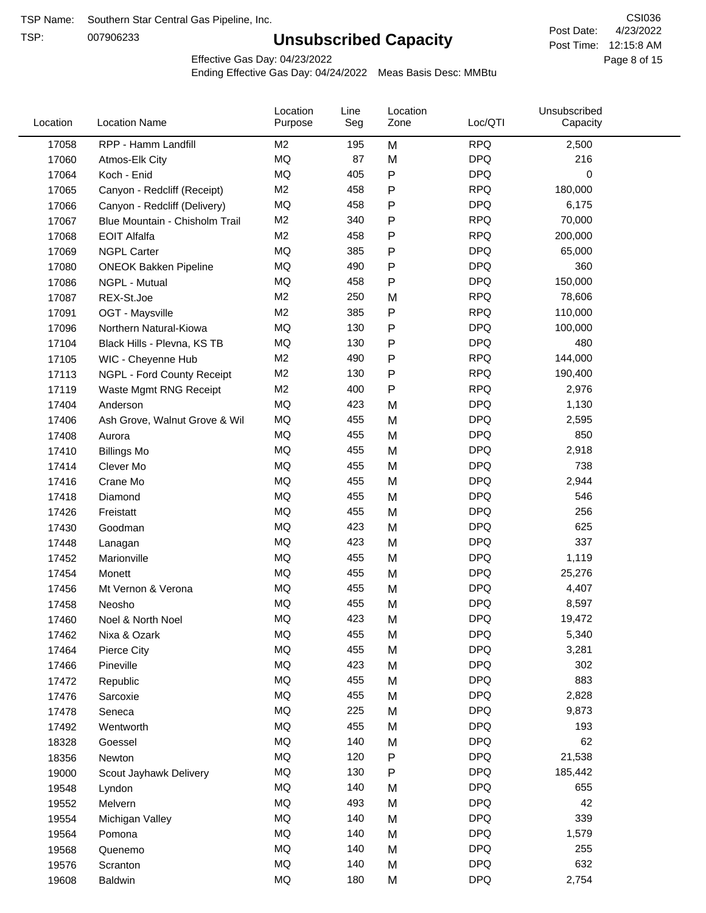TSP Name: Southern Star Central Gas Pipeline, Inc.

TSP: 007906233

# Unsubscribed Capacity

CSI036

Post Date: 4/23/2022

Post Time: 12:15:8 AM

Effective Gas Day: 04/23/2022

Ending Effective Gas Day: 04/24/2022 Meas Basis Desc: MMBtu

| Location | Location Name | Location Purpose | Line Seg | Location Zone | Loc/QTI | Unsubscribed Capacity |
|---|---|---|---|---|---|---|
| 17058 | RPP - Hamm Landfill | M2 | 195 | M | RPQ | 2,500 |
| 17060 | Atmos-Elk City | MQ | 87 | M | DPQ | 216 |
| 17064 | Koch - Enid | MQ | 405 | P | DPQ | 0 |
| 17065 | Canyon - Redcliff (Receipt) | M2 | 458 | P | RPQ | 180,000 |
| 17066 | Canyon - Redcliff (Delivery) | MQ | 458 | P | DPQ | 6,175 |
| 17067 | Blue Mountain - Chisholm Trail | M2 | 340 | P | RPQ | 70,000 |
| 17068 | EOIT Alfalfa | M2 | 458 | P | RPQ | 200,000 |
| 17069 | NGPL Carter | MQ | 385 | P | DPQ | 65,000 |
| 17080 | ONEOK Bakken Pipeline | MQ | 490 | P | DPQ | 360 |
| 17086 | NGPL - Mutual | MQ | 458 | P | DPQ | 150,000 |
| 17087 | REX-St.Joe | M2 | 250 | M | RPQ | 78,606 |
| 17091 | OGT - Maysville | M2 | 385 | P | RPQ | 110,000 |
| 17096 | Northern Natural-Kiowa | MQ | 130 | P | DPQ | 100,000 |
| 17104 | Black Hills - Plevna, KS TB | MQ | 130 | P | DPQ | 480 |
| 17105 | WIC - Cheyenne Hub | M2 | 490 | P | RPQ | 144,000 |
| 17113 | NGPL - Ford County Receipt | M2 | 130 | P | RPQ | 190,400 |
| 17119 | Waste Mgmt RNG Receipt | M2 | 400 | P | RPQ | 2,976 |
| 17404 | Anderson | MQ | 423 | M | DPQ | 1,130 |
| 17406 | Ash Grove, Walnut Grove & Wil | MQ | 455 | M | DPQ | 2,595 |
| 17408 | Aurora | MQ | 455 | M | DPQ | 850 |
| 17410 | Billings Mo | MQ | 455 | M | DPQ | 2,918 |
| 17414 | Clever Mo | MQ | 455 | M | DPQ | 738 |
| 17416 | Crane Mo | MQ | 455 | M | DPQ | 2,944 |
| 17418 | Diamond | MQ | 455 | M | DPQ | 546 |
| 17426 | Freistatt | MQ | 455 | M | DPQ | 256 |
| 17430 | Goodman | MQ | 423 | M | DPQ | 625 |
| 17448 | Lanagan | MQ | 423 | M | DPQ | 337 |
| 17452 | Marionville | MQ | 455 | M | DPQ | 1,119 |
| 17454 | Monett | MQ | 455 | M | DPQ | 25,276 |
| 17456 | Mt Vernon & Verona | MQ | 455 | M | DPQ | 4,407 |
| 17458 | Neosho | MQ | 455 | M | DPQ | 8,597 |
| 17460 | Noel & North Noel | MQ | 423 | M | DPQ | 19,472 |
| 17462 | Nixa & Ozark | MQ | 455 | M | DPQ | 5,340 |
| 17464 | Pierce City | MQ | 455 | M | DPQ | 3,281 |
| 17466 | Pineville | MQ | 423 | M | DPQ | 302 |
| 17472 | Republic | MQ | 455 | M | DPQ | 883 |
| 17476 | Sarcoxie | MQ | 455 | M | DPQ | 2,828 |
| 17478 | Seneca | MQ | 225 | M | DPQ | 9,873 |
| 17492 | Wentworth | MQ | 455 | M | DPQ | 193 |
| 18328 | Goessel | MQ | 140 | M | DPQ | 62 |
| 18356 | Newton | MQ | 120 | P | DPQ | 21,538 |
| 19000 | Scout Jayhawk Delivery | MQ | 130 | P | DPQ | 185,442 |
| 19548 | Lyndon | MQ | 140 | M | DPQ | 655 |
| 19552 | Melvern | MQ | 493 | M | DPQ | 42 |
| 19554 | Michigan Valley | MQ | 140 | M | DPQ | 339 |
| 19564 | Pomona | MQ | 140 | M | DPQ | 1,579 |
| 19568 | Quenemo | MQ | 140 | M | DPQ | 255 |
| 19576 | Scranton | MQ | 140 | M | DPQ | 632 |
| 19608 | Baldwin | MQ | 180 | M | DPQ | 2,754 |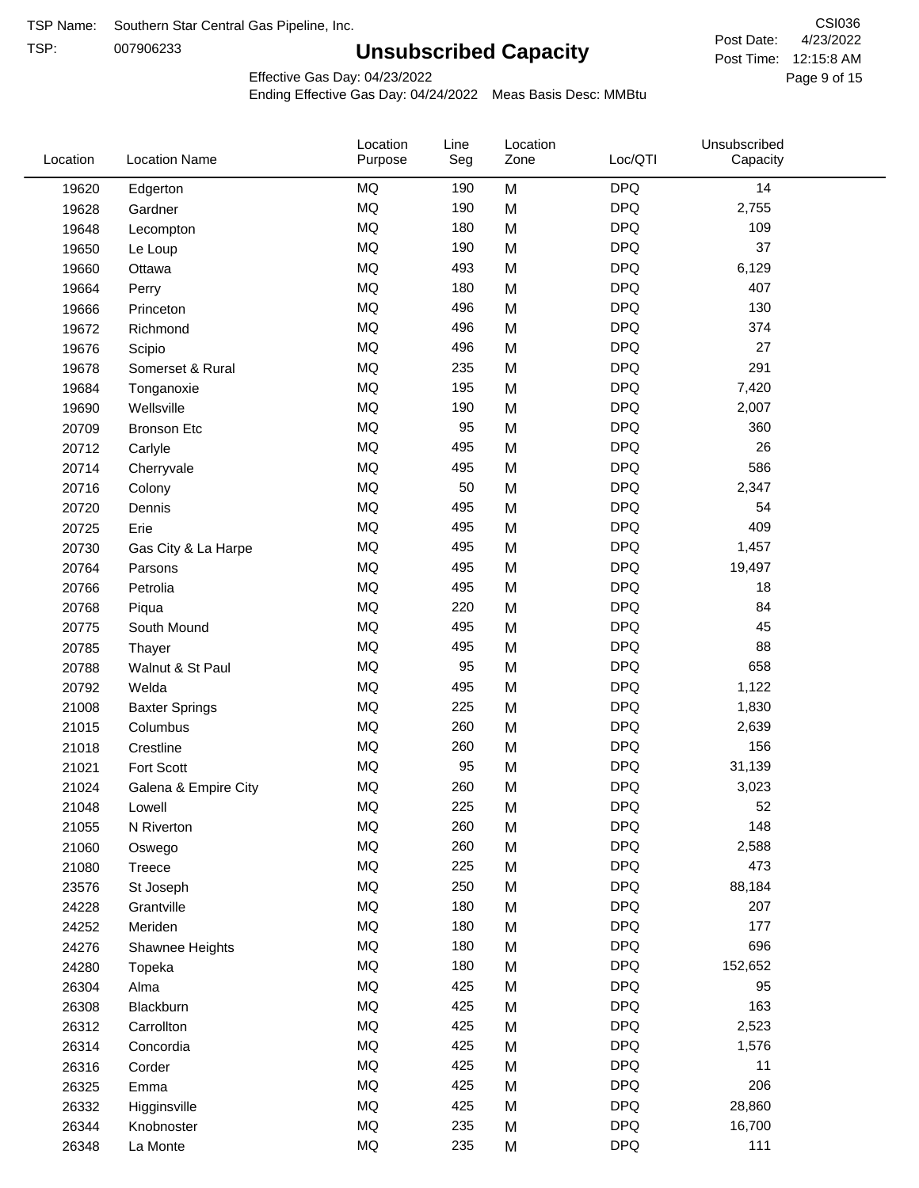TSP Name: Southern Star Central Gas Pipeline, Inc.

TSP: 007906233

# Unsubscribed Capacity

CSI036

Post Date: 4/23/2022

Post Time: 12:15:8 AM

Effective Gas Day: 04/23/2022

Ending Effective Gas Day: 04/24/2022 Meas Basis Desc: MMBtu

| Location | Location Name | Location Purpose | Line Seg | Location Zone | Loc/QTI | Unsubscribed Capacity |
|---|---|---|---|---|---|---|
| 19620 | Edgerton | MQ | 190 | M | DPQ | 14 |
| 19628 | Gardner | MQ | 190 | M | DPQ | 2,755 |
| 19648 | Lecompton | MQ | 180 | M | DPQ | 109 |
| 19650 | Le Loup | MQ | 190 | M | DPQ | 37 |
| 19660 | Ottawa | MQ | 493 | M | DPQ | 6,129 |
| 19664 | Perry | MQ | 180 | M | DPQ | 407 |
| 19666 | Princeton | MQ | 496 | M | DPQ | 130 |
| 19672 | Richmond | MQ | 496 | M | DPQ | 374 |
| 19676 | Scipio | MQ | 496 | M | DPQ | 27 |
| 19678 | Somerset & Rural | MQ | 235 | M | DPQ | 291 |
| 19684 | Tonganoxie | MQ | 195 | M | DPQ | 7,420 |
| 19690 | Wellsville | MQ | 190 | M | DPQ | 2,007 |
| 20709 | Bronson Etc | MQ | 95 | M | DPQ | 360 |
| 20712 | Carlyle | MQ | 495 | M | DPQ | 26 |
| 20714 | Cherryvale | MQ | 495 | M | DPQ | 586 |
| 20716 | Colony | MQ | 50 | M | DPQ | 2,347 |
| 20720 | Dennis | MQ | 495 | M | DPQ | 54 |
| 20725 | Erie | MQ | 495 | M | DPQ | 409 |
| 20730 | Gas City & La Harpe | MQ | 495 | M | DPQ | 1,457 |
| 20764 | Parsons | MQ | 495 | M | DPQ | 19,497 |
| 20766 | Petrolia | MQ | 495 | M | DPQ | 18 |
| 20768 | Piqua | MQ | 220 | M | DPQ | 84 |
| 20775 | South Mound | MQ | 495 | M | DPQ | 45 |
| 20785 | Thayer | MQ | 495 | M | DPQ | 88 |
| 20788 | Walnut & St Paul | MQ | 95 | M | DPQ | 658 |
| 20792 | Welda | MQ | 495 | M | DPQ | 1,122 |
| 21008 | Baxter Springs | MQ | 225 | M | DPQ | 1,830 |
| 21015 | Columbus | MQ | 260 | M | DPQ | 2,639 |
| 21018 | Crestline | MQ | 260 | M | DPQ | 156 |
| 21021 | Fort Scott | MQ | 95 | M | DPQ | 31,139 |
| 21024 | Galena & Empire City | MQ | 260 | M | DPQ | 3,023 |
| 21048 | Lowell | MQ | 225 | M | DPQ | 52 |
| 21055 | N Riverton | MQ | 260 | M | DPQ | 148 |
| 21060 | Oswego | MQ | 260 | M | DPQ | 2,588 |
| 21080 | Treece | MQ | 225 | M | DPQ | 473 |
| 23576 | St Joseph | MQ | 250 | M | DPQ | 88,184 |
| 24228 | Grantville | MQ | 180 | M | DPQ | 207 |
| 24252 | Meriden | MQ | 180 | M | DPQ | 177 |
| 24276 | Shawnee Heights | MQ | 180 | M | DPQ | 696 |
| 24280 | Topeka | MQ | 180 | M | DPQ | 152,652 |
| 26304 | Alma | MQ | 425 | M | DPQ | 95 |
| 26308 | Blackburn | MQ | 425 | M | DPQ | 163 |
| 26312 | Carrollton | MQ | 425 | M | DPQ | 2,523 |
| 26314 | Concordia | MQ | 425 | M | DPQ | 1,576 |
| 26316 | Corder | MQ | 425 | M | DPQ | 11 |
| 26325 | Emma | MQ | 425 | M | DPQ | 206 |
| 26332 | Higginsville | MQ | 425 | M | DPQ | 28,860 |
| 26344 | Knobnoster | MQ | 235 | M | DPQ | 16,700 |
| 26348 | La Monte | MQ | 235 | M | DPQ | 111 |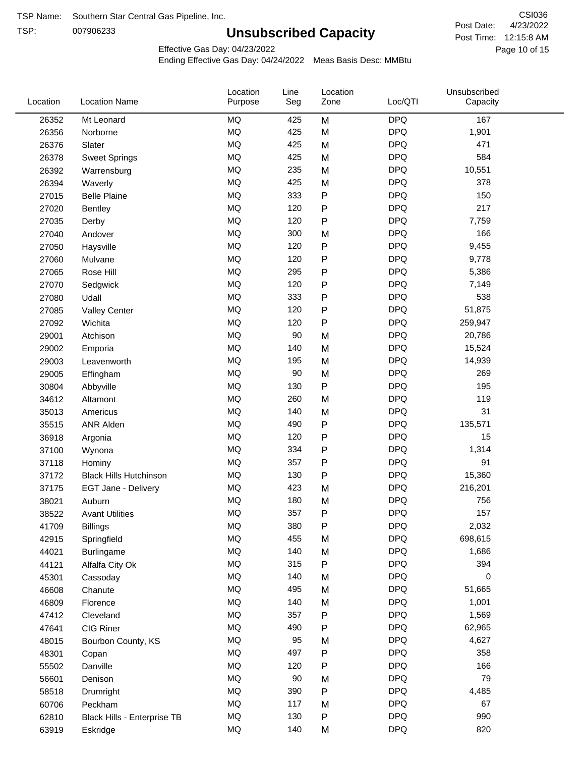TSP Name: Southern Star Central Gas Pipeline, Inc.

TSP: 007906233

# Unsubscribed Capacity

CSI036

Post Date: 4/23/2022

Post Time: 12:15:8 AM

Effective Gas Day: 04/23/2022

Ending Effective Gas Day: 04/24/2022 Meas Basis Desc: MMBtu

| Location | Location Name | Location Purpose | Line Seg | Location Zone | Loc/QTI | Unsubscribed Capacity |
|---|---|---|---|---|---|---|
| 26352 | Mt Leonard | MQ | 425 | M | DPQ | 167 |
| 26356 | Norborne | MQ | 425 | M | DPQ | 1,901 |
| 26376 | Slater | MQ | 425 | M | DPQ | 471 |
| 26378 | Sweet Springs | MQ | 425 | M | DPQ | 584 |
| 26392 | Warrensburg | MQ | 235 | M | DPQ | 10,551 |
| 26394 | Waverly | MQ | 425 | M | DPQ | 378 |
| 27015 | Belle Plaine | MQ | 333 | P | DPQ | 150 |
| 27020 | Bentley | MQ | 120 | P | DPQ | 217 |
| 27035 | Derby | MQ | 120 | P | DPQ | 7,759 |
| 27040 | Andover | MQ | 300 | M | DPQ | 166 |
| 27050 | Haysville | MQ | 120 | P | DPQ | 9,455 |
| 27060 | Mulvane | MQ | 120 | P | DPQ | 9,778 |
| 27065 | Rose Hill | MQ | 295 | P | DPQ | 5,386 |
| 27070 | Sedgwick | MQ | 120 | P | DPQ | 7,149 |
| 27080 | Udall | MQ | 333 | P | DPQ | 538 |
| 27085 | Valley Center | MQ | 120 | P | DPQ | 51,875 |
| 27092 | Wichita | MQ | 120 | P | DPQ | 259,947 |
| 29001 | Atchison | MQ | 90 | M | DPQ | 20,786 |
| 29002 | Emporia | MQ | 140 | M | DPQ | 15,524 |
| 29003 | Leavenworth | MQ | 195 | M | DPQ | 14,939 |
| 29005 | Effingham | MQ | 90 | M | DPQ | 269 |
| 30804 | Abbyville | MQ | 130 | P | DPQ | 195 |
| 34612 | Altamont | MQ | 260 | M | DPQ | 119 |
| 35013 | Americus | MQ | 140 | M | DPQ | 31 |
| 35515 | ANR Alden | MQ | 490 | P | DPQ | 135,571 |
| 36918 | Argonia | MQ | 120 | P | DPQ | 15 |
| 37100 | Wynona | MQ | 334 | P | DPQ | 1,314 |
| 37118 | Hominy | MQ | 357 | P | DPQ | 91 |
| 37172 | Black Hills Hutchinson | MQ | 130 | P | DPQ | 15,360 |
| 37175 | EGT Jane - Delivery | MQ | 423 | M | DPQ | 216,201 |
| 38021 | Auburn | MQ | 180 | M | DPQ | 756 |
| 38522 | Avant Utilities | MQ | 357 | P | DPQ | 157 |
| 41709 | Billings | MQ | 380 | P | DPQ | 2,032 |
| 42915 | Springfield | MQ | 455 | M | DPQ | 698,615 |
| 44021 | Burlingame | MQ | 140 | M | DPQ | 1,686 |
| 44121 | Alfalfa City Ok | MQ | 315 | P | DPQ | 394 |
| 45301 | Cassoday | MQ | 140 | M | DPQ | 0 |
| 46608 | Chanute | MQ | 495 | M | DPQ | 51,665 |
| 46809 | Florence | MQ | 140 | M | DPQ | 1,001 |
| 47412 | Cleveland | MQ | 357 | P | DPQ | 1,569 |
| 47641 | CIG Riner | MQ | 490 | P | DPQ | 62,965 |
| 48015 | Bourbon County, KS | MQ | 95 | M | DPQ | 4,627 |
| 48301 | Copan | MQ | 497 | P | DPQ | 358 |
| 55502 | Danville | MQ | 120 | P | DPQ | 166 |
| 56601 | Denison | MQ | 90 | M | DPQ | 79 |
| 58518 | Drumright | MQ | 390 | P | DPQ | 4,485 |
| 60706 | Peckham | MQ | 117 | M | DPQ | 67 |
| 62810 | Black Hills - Enterprise TB | MQ | 130 | P | DPQ | 990 |
| 63919 | Eskridge | MQ | 140 | M | DPQ | 820 |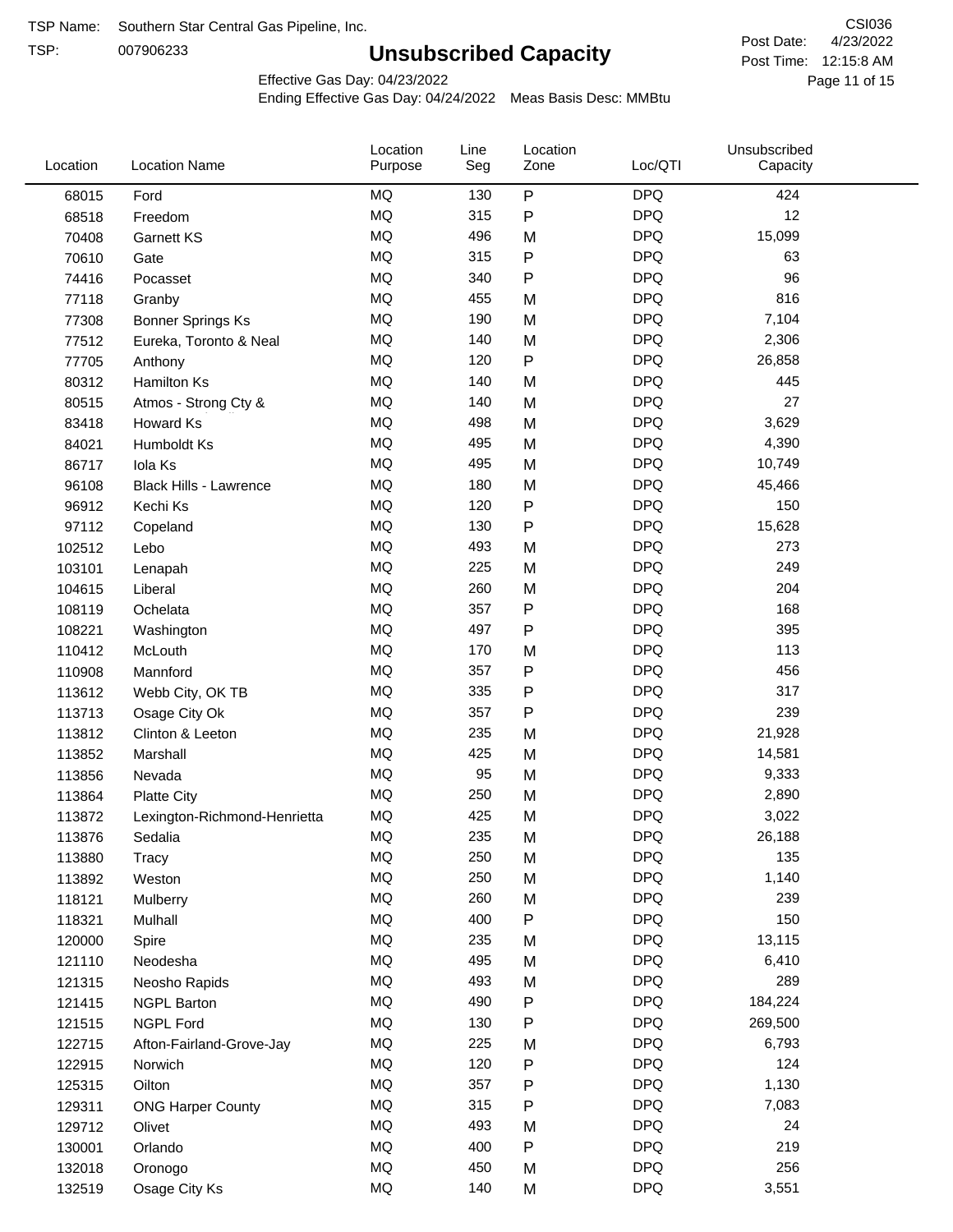TSP Name: Southern Star Central Gas Pipeline, Inc.

TSP: 007906233

# Unsubscribed Capacity

CSI036

Post Date: 4/23/2022

Post Time: 12:15:8 AM

Effective Gas Day: 04/23/2022

Ending Effective Gas Day: 04/24/2022 Meas Basis Desc: MMBtu

| Location | Location Name | Location Purpose | Line Seg | Location Zone | Loc/QTI | Unsubscribed Capacity |
|---|---|---|---|---|---|---|
| 68015 | Ford | MQ | 130 | P | DPQ | 424 |
| 68518 | Freedom | MQ | 315 | P | DPQ | 12 |
| 70408 | Garnett KS | MQ | 496 | M | DPQ | 15,099 |
| 70610 | Gate | MQ | 315 | P | DPQ | 63 |
| 74416 | Pocasset | MQ | 340 | P | DPQ | 96 |
| 77118 | Granby | MQ | 455 | M | DPQ | 816 |
| 77308 | Bonner Springs Ks | MQ | 190 | M | DPQ | 7,104 |
| 77512 | Eureka, Toronto & Neal | MQ | 140 | M | DPQ | 2,306 |
| 77705 | Anthony | MQ | 120 | P | DPQ | 26,858 |
| 80312 | Hamilton Ks | MQ | 140 | M | DPQ | 445 |
| 80515 | Atmos - Strong Cty & | MQ | 140 | M | DPQ | 27 |
| 83418 | Howard Ks | MQ | 498 | M | DPQ | 3,629 |
| 84021 | Humboldt Ks | MQ | 495 | M | DPQ | 4,390 |
| 86717 | Iola Ks | MQ | 495 | M | DPQ | 10,749 |
| 96108 | Black Hills - Lawrence | MQ | 180 | M | DPQ | 45,466 |
| 96912 | Kechi Ks | MQ | 120 | P | DPQ | 150 |
| 97112 | Copeland | MQ | 130 | P | DPQ | 15,628 |
| 102512 | Lebo | MQ | 493 | M | DPQ | 273 |
| 103101 | Lenapah | MQ | 225 | M | DPQ | 249 |
| 104615 | Liberal | MQ | 260 | M | DPQ | 204 |
| 108119 | Ochelata | MQ | 357 | P | DPQ | 168 |
| 108221 | Washington | MQ | 497 | P | DPQ | 395 |
| 110412 | McLouth | MQ | 170 | M | DPQ | 113 |
| 110908 | Mannford | MQ | 357 | P | DPQ | 456 |
| 113612 | Webb City, OK TB | MQ | 335 | P | DPQ | 317 |
| 113713 | Osage City Ok | MQ | 357 | P | DPQ | 239 |
| 113812 | Clinton & Leeton | MQ | 235 | M | DPQ | 21,928 |
| 113852 | Marshall | MQ | 425 | M | DPQ | 14,581 |
| 113856 | Nevada | MQ | 95 | M | DPQ | 9,333 |
| 113864 | Platte City | MQ | 250 | M | DPQ | 2,890 |
| 113872 | Lexington-Richmond-Henrietta | MQ | 425 | M | DPQ | 3,022 |
| 113876 | Sedalia | MQ | 235 | M | DPQ | 26,188 |
| 113880 | Tracy | MQ | 250 | M | DPQ | 135 |
| 113892 | Weston | MQ | 250 | M | DPQ | 1,140 |
| 118121 | Mulberry | MQ | 260 | M | DPQ | 239 |
| 118321 | Mulhall | MQ | 400 | P | DPQ | 150 |
| 120000 | Spire | MQ | 235 | M | DPQ | 13,115 |
| 121110 | Neodesha | MQ | 495 | M | DPQ | 6,410 |
| 121315 | Neosho Rapids | MQ | 493 | M | DPQ | 289 |
| 121415 | NGPL Barton | MQ | 490 | P | DPQ | 184,224 |
| 121515 | NGPL Ford | MQ | 130 | P | DPQ | 269,500 |
| 122715 | Afton-Fairland-Grove-Jay | MQ | 225 | M | DPQ | 6,793 |
| 122915 | Norwich | MQ | 120 | P | DPQ | 124 |
| 125315 | Oilton | MQ | 357 | P | DPQ | 1,130 |
| 129311 | ONG Harper County | MQ | 315 | P | DPQ | 7,083 |
| 129712 | Olivet | MQ | 493 | M | DPQ | 24 |
| 130001 | Orlando | MQ | 400 | P | DPQ | 219 |
| 132018 | Oronogo | MQ | 450 | M | DPQ | 256 |
| 132519 | Osage City Ks | MQ | 140 | M | DPQ | 3,551 |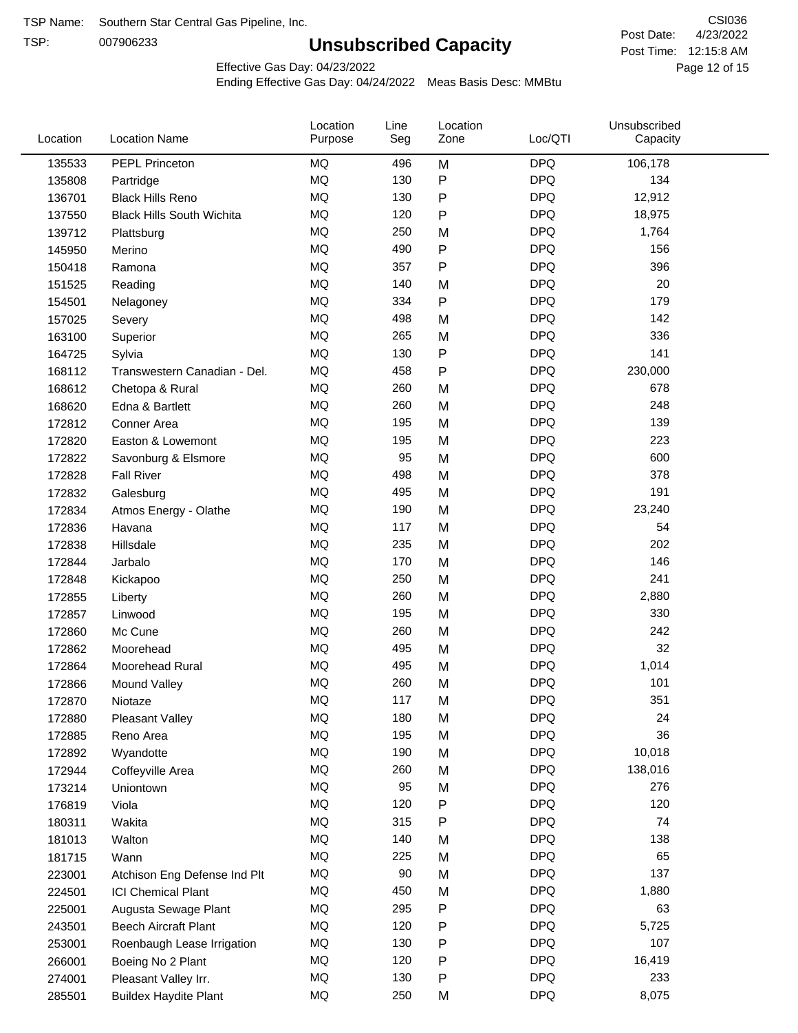TSP Name: Southern Star Central Gas Pipeline, Inc.
TSP: 007906233

# Unsubscribed Capacity

CSI036
Post Date: 4/23/2022
Post Time: 12:15:8 AM

Effective Gas Day: 04/23/2022
Ending Effective Gas Day: 04/24/2022 Meas Basis Desc: MMBtu

| Location | Location Name | Location Purpose | Line Seg | Location Zone | Loc/QTI | Unsubscribed Capacity |
|---|---|---|---|---|---|---|
| 135533 | PEPL Princeton | MQ | 496 | M | DPQ | 106,178 |
| 135808 | Partridge | MQ | 130 | P | DPQ | 134 |
| 136701 | Black Hills Reno | MQ | 130 | P | DPQ | 12,912 |
| 137550 | Black Hills South Wichita | MQ | 120 | P | DPQ | 18,975 |
| 139712 | Plattsburg | MQ | 250 | M | DPQ | 1,764 |
| 145950 | Merino | MQ | 490 | P | DPQ | 156 |
| 150418 | Ramona | MQ | 357 | P | DPQ | 396 |
| 151525 | Reading | MQ | 140 | M | DPQ | 20 |
| 154501 | Nelagoney | MQ | 334 | P | DPQ | 179 |
| 157025 | Severy | MQ | 498 | M | DPQ | 142 |
| 163100 | Superior | MQ | 265 | M | DPQ | 336 |
| 164725 | Sylvia | MQ | 130 | P | DPQ | 141 |
| 168112 | Transwestern Canadian - Del. | MQ | 458 | P | DPQ | 230,000 |
| 168612 | Chetopa & Rural | MQ | 260 | M | DPQ | 678 |
| 168620 | Edna & Bartlett | MQ | 260 | M | DPQ | 248 |
| 172812 | Conner Area | MQ | 195 | M | DPQ | 139 |
| 172820 | Easton & Lowemont | MQ | 195 | M | DPQ | 223 |
| 172822 | Savonburg & Elsmore | MQ | 95 | M | DPQ | 600 |
| 172828 | Fall River | MQ | 498 | M | DPQ | 378 |
| 172832 | Galesburg | MQ | 495 | M | DPQ | 191 |
| 172834 | Atmos Energy - Olathe | MQ | 190 | M | DPQ | 23,240 |
| 172836 | Havana | MQ | 117 | M | DPQ | 54 |
| 172838 | Hillsdale | MQ | 235 | M | DPQ | 202 |
| 172844 | Jarbalo | MQ | 170 | M | DPQ | 146 |
| 172848 | Kickapoo | MQ | 250 | M | DPQ | 241 |
| 172855 | Liberty | MQ | 260 | M | DPQ | 2,880 |
| 172857 | Linwood | MQ | 195 | M | DPQ | 330 |
| 172860 | Mc Cune | MQ | 260 | M | DPQ | 242 |
| 172862 | Moorehead | MQ | 495 | M | DPQ | 32 |
| 172864 | Moorehead Rural | MQ | 495 | M | DPQ | 1,014 |
| 172866 | Mound Valley | MQ | 260 | M | DPQ | 101 |
| 172870 | Niotaze | MQ | 117 | M | DPQ | 351 |
| 172880 | Pleasant Valley | MQ | 180 | M | DPQ | 24 |
| 172885 | Reno Area | MQ | 195 | M | DPQ | 36 |
| 172892 | Wyandotte | MQ | 190 | M | DPQ | 10,018 |
| 172944 | Coffeyville Area | MQ | 260 | M | DPQ | 138,016 |
| 173214 | Uniontown | MQ | 95 | M | DPQ | 276 |
| 176819 | Viola | MQ | 120 | P | DPQ | 120 |
| 180311 | Wakita | MQ | 315 | P | DPQ | 74 |
| 181013 | Walton | MQ | 140 | M | DPQ | 138 |
| 181715 | Wann | MQ | 225 | M | DPQ | 65 |
| 223001 | Atchison Eng Defense Ind Plt | MQ | 90 | M | DPQ | 137 |
| 224501 | ICI Chemical Plant | MQ | 450 | M | DPQ | 1,880 |
| 225001 | Augusta Sewage Plant | MQ | 295 | P | DPQ | 63 |
| 243501 | Beech Aircraft Plant | MQ | 120 | P | DPQ | 5,725 |
| 253001 | Roenbaugh Lease Irrigation | MQ | 130 | P | DPQ | 107 |
| 266001 | Boeing No 2 Plant | MQ | 120 | P | DPQ | 16,419 |
| 274001 | Pleasant Valley Irr. | MQ | 130 | P | DPQ | 233 |
| 285501 | Buildex Haydite Plant | MQ | 250 | M | DPQ | 8,075 |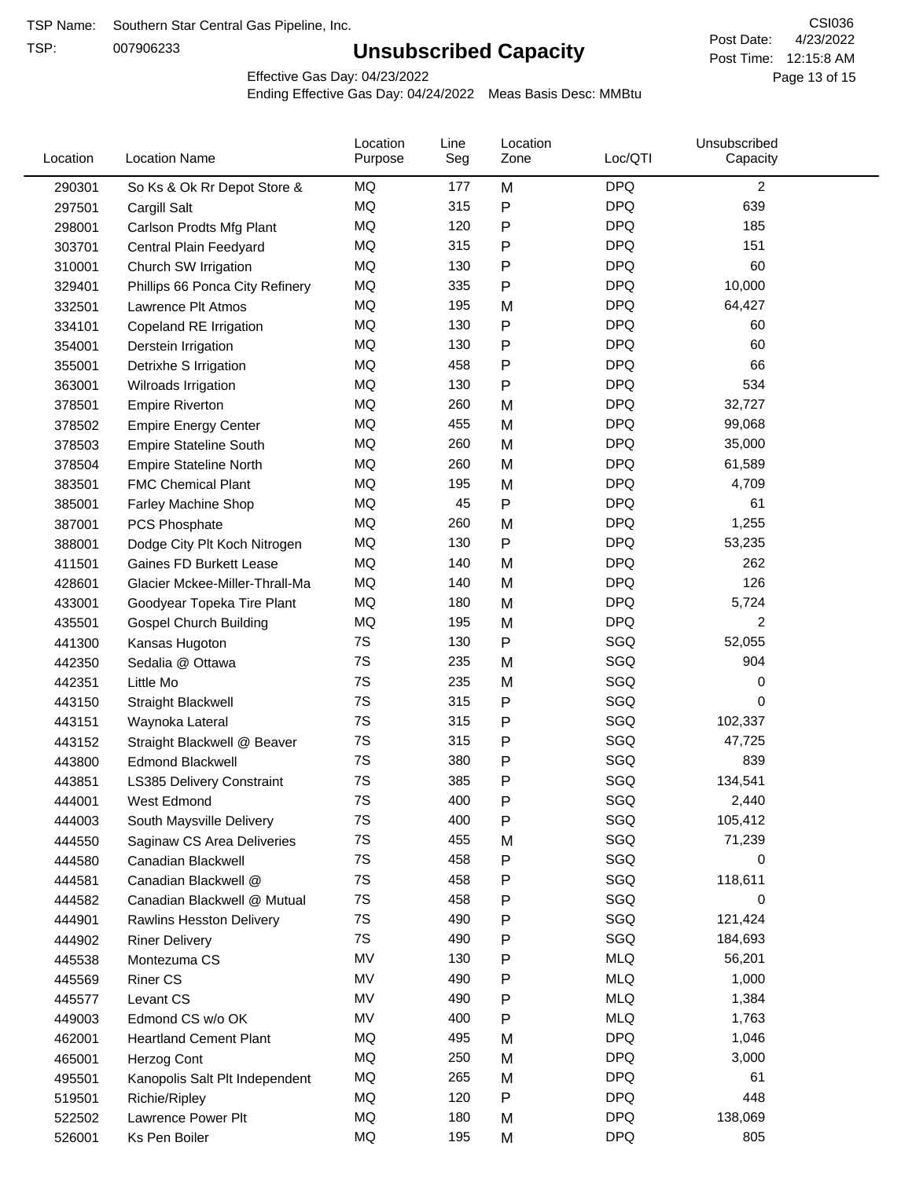TSP Name: Southern Star Central Gas Pipeline, Inc.

TSP: 007906233

# Unsubscribed Capacity

CSI036

Post Date: 4/23/2022

Post Time: 12:15:8 AM

Effective Gas Day: 04/23/2022

Ending Effective Gas Day: 04/24/2022 Meas Basis Desc: MMBtu

| Location | Location Name | Location Purpose | Line Seg | Location Zone | Loc/QTI | Unsubscribed Capacity |
|---|---|---|---|---|---|---|
| 290301 | So Ks & Ok Rr Depot Store & | MQ | 177 | M | DPQ | 2 |
| 297501 | Cargill Salt | MQ | 315 | P | DPQ | 639 |
| 298001 | Carlson Prodts Mfg Plant | MQ | 120 | P | DPQ | 185 |
| 303701 | Central Plain Feedyard | MQ | 315 | P | DPQ | 151 |
| 310001 | Church SW Irrigation | MQ | 130 | P | DPQ | 60 |
| 329401 | Phillips 66 Ponca City Refinery | MQ | 335 | P | DPQ | 10,000 |
| 332501 | Lawrence Plt Atmos | MQ | 195 | M | DPQ | 64,427 |
| 334101 | Copeland RE Irrigation | MQ | 130 | P | DPQ | 60 |
| 354001 | Derstein Irrigation | MQ | 130 | P | DPQ | 60 |
| 355001 | Detrixhe S Irrigation | MQ | 458 | P | DPQ | 66 |
| 363001 | Wilroads Irrigation | MQ | 130 | P | DPQ | 534 |
| 378501 | Empire Riverton | MQ | 260 | M | DPQ | 32,727 |
| 378502 | Empire Energy Center | MQ | 455 | M | DPQ | 99,068 |
| 378503 | Empire Stateline South | MQ | 260 | M | DPQ | 35,000 |
| 378504 | Empire Stateline North | MQ | 260 | M | DPQ | 61,589 |
| 383501 | FMC Chemical Plant | MQ | 195 | M | DPQ | 4,709 |
| 385001 | Farley Machine Shop | MQ | 45 | P | DPQ | 61 |
| 387001 | PCS Phosphate | MQ | 260 | M | DPQ | 1,255 |
| 388001 | Dodge City Plt Koch Nitrogen | MQ | 130 | P | DPQ | 53,235 |
| 411501 | Gaines FD Burkett Lease | MQ | 140 | M | DPQ | 262 |
| 428601 | Glacier Mckee-Miller-Thrall-Ma | MQ | 140 | M | DPQ | 126 |
| 433001 | Goodyear Topeka Tire Plant | MQ | 180 | M | DPQ | 5,724 |
| 435501 | Gospel Church Building | MQ | 195 | M | DPQ | 2 |
| 441300 | Kansas Hugoton | 7S | 130 | P | SGQ | 52,055 |
| 442350 | Sedalia @ Ottawa | 7S | 235 | M | SGQ | 904 |
| 442351 | Little Mo | 7S | 235 | M | SGQ | 0 |
| 443150 | Straight Blackwell | 7S | 315 | P | SGQ | 0 |
| 443151 | Waynoka Lateral | 7S | 315 | P | SGQ | 102,337 |
| 443152 | Straight Blackwell @ Beaver | 7S | 315 | P | SGQ | 47,725 |
| 443800 | Edmond Blackwell | 7S | 380 | P | SGQ | 839 |
| 443851 | LS385 Delivery Constraint | 7S | 385 | P | SGQ | 134,541 |
| 444001 | West Edmond | 7S | 400 | P | SGQ | 2,440 |
| 444003 | South Maysville Delivery | 7S | 400 | P | SGQ | 105,412 |
| 444550 | Saginaw CS Area Deliveries | 7S | 455 | M | SGQ | 71,239 |
| 444580 | Canadian Blackwell | 7S | 458 | P | SGQ | 0 |
| 444581 | Canadian Blackwell @ | 7S | 458 | P | SGQ | 118,611 |
| 444582 | Canadian Blackwell @ Mutual | 7S | 458 | P | SGQ | 0 |
| 444901 | Rawlins Hesston Delivery | 7S | 490 | P | SGQ | 121,424 |
| 444902 | Riner Delivery | 7S | 490 | P | SGQ | 184,693 |
| 445538 | Montezuma CS | MV | 130 | P | MLQ | 56,201 |
| 445569 | Riner CS | MV | 490 | P | MLQ | 1,000 |
| 445577 | Levant CS | MV | 490 | P | MLQ | 1,384 |
| 449003 | Edmond CS w/o OK | MV | 400 | P | MLQ | 1,763 |
| 462001 | Heartland Cement Plant | MQ | 495 | M | DPQ | 1,046 |
| 465001 | Herzog Cont | MQ | 250 | M | DPQ | 3,000 |
| 495501 | Kanopolis Salt Plt Independent | MQ | 265 | M | DPQ | 61 |
| 519501 | Richie/Ripley | MQ | 120 | P | DPQ | 448 |
| 522502 | Lawrence Power Plt | MQ | 180 | M | DPQ | 138,069 |
| 526001 | Ks Pen Boiler | MQ | 195 | M | DPQ | 805 |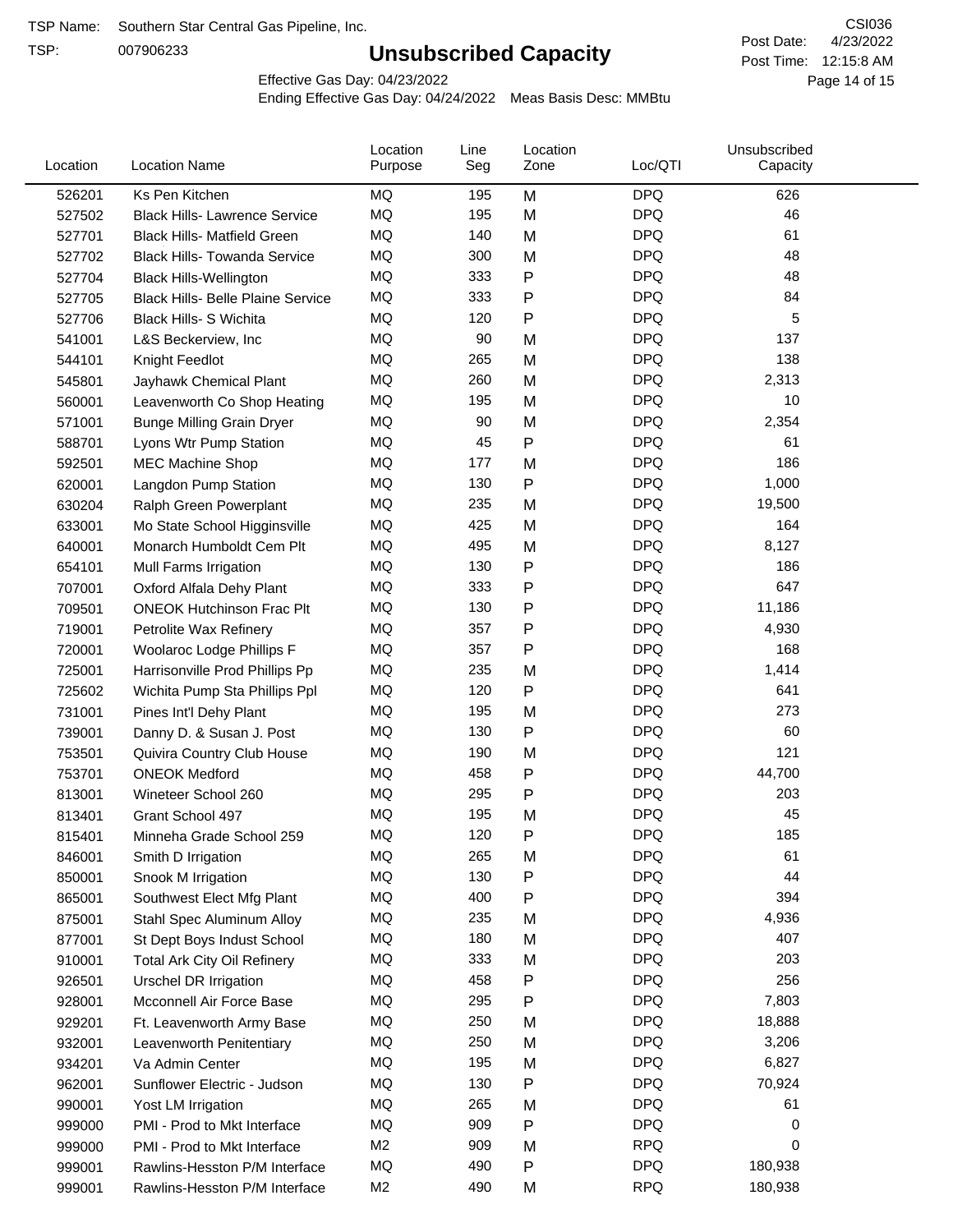TSP Name: Southern Star Central Gas Pipeline, Inc.

TSP: 007906233

CSI036

Post Date: 4/23/2022

Post Time: 12:15:8 AM

# Unsubscribed Capacity

Effective Gas Day: 04/23/2022

Ending Effective Gas Day: 04/24/2022 Meas Basis Desc: MMBtu

| Location | Location Name | Location Purpose | Line Seg | Location Zone | Loc/QTI | Unsubscribed Capacity |
|---|---|---|---|---|---|---|
| 526201 | Ks Pen Kitchen | MQ | 195 | M | DPQ | 626 |
| 527502 | Black Hills- Lawrence Service | MQ | 195 | M | DPQ | 46 |
| 527701 | Black Hills- Matfield Green | MQ | 140 | M | DPQ | 61 |
| 527702 | Black Hills- Towanda Service | MQ | 300 | M | DPQ | 48 |
| 527704 | Black Hills-Wellington | MQ | 333 | P | DPQ | 48 |
| 527705 | Black Hills- Belle Plaine Service | MQ | 333 | P | DPQ | 84 |
| 527706 | Black Hills- S Wichita | MQ | 120 | P | DPQ | 5 |
| 541001 | L&S Beckerview, Inc | MQ | 90 | M | DPQ | 137 |
| 544101 | Knight Feedlot | MQ | 265 | M | DPQ | 138 |
| 545801 | Jayhawk Chemical Plant | MQ | 260 | M | DPQ | 2,313 |
| 560001 | Leavenworth Co Shop Heating | MQ | 195 | M | DPQ | 10 |
| 571001 | Bunge Milling Grain Dryer | MQ | 90 | M | DPQ | 2,354 |
| 588701 | Lyons Wtr Pump Station | MQ | 45 | P | DPQ | 61 |
| 592501 | MEC Machine Shop | MQ | 177 | M | DPQ | 186 |
| 620001 | Langdon Pump Station | MQ | 130 | P | DPQ | 1,000 |
| 630204 | Ralph Green Powerplant | MQ | 235 | M | DPQ | 19,500 |
| 633001 | Mo State School Higginsville | MQ | 425 | M | DPQ | 164 |
| 640001 | Monarch Humboldt Cem Plt | MQ | 495 | M | DPQ | 8,127 |
| 654101 | Mull Farms Irrigation | MQ | 130 | P | DPQ | 186 |
| 707001 | Oxford Alfala Dehy Plant | MQ | 333 | P | DPQ | 647 |
| 709501 | ONEOK Hutchinson Frac Plt | MQ | 130 | P | DPQ | 11,186 |
| 719001 | Petrolite Wax Refinery | MQ | 357 | P | DPQ | 4,930 |
| 720001 | Woolaroc Lodge Phillips F | MQ | 357 | P | DPQ | 168 |
| 725001 | Harrisonville Prod Phillips Pp | MQ | 235 | M | DPQ | 1,414 |
| 725602 | Wichita Pump Sta Phillips Ppl | MQ | 120 | P | DPQ | 641 |
| 731001 | Pines Int'l Dehy Plant | MQ | 195 | M | DPQ | 273 |
| 739001 | Danny D. & Susan J. Post | MQ | 130 | P | DPQ | 60 |
| 753501 | Quivira Country Club House | MQ | 190 | M | DPQ | 121 |
| 753701 | ONEOK Medford | MQ | 458 | P | DPQ | 44,700 |
| 813001 | Wineteer School 260 | MQ | 295 | P | DPQ | 203 |
| 813401 | Grant School 497 | MQ | 195 | M | DPQ | 45 |
| 815401 | Minneha Grade School 259 | MQ | 120 | P | DPQ | 185 |
| 846001 | Smith D Irrigation | MQ | 265 | M | DPQ | 61 |
| 850001 | Snook M Irrigation | MQ | 130 | P | DPQ | 44 |
| 865001 | Southwest Elect Mfg Plant | MQ | 400 | P | DPQ | 394 |
| 875001 | Stahl Spec Aluminum Alloy | MQ | 235 | M | DPQ | 4,936 |
| 877001 | St Dept Boys Indust School | MQ | 180 | M | DPQ | 407 |
| 910001 | Total Ark City Oil Refinery | MQ | 333 | M | DPQ | 203 |
| 926501 | Urschel DR Irrigation | MQ | 458 | P | DPQ | 256 |
| 928001 | Mcconnell Air Force Base | MQ | 295 | P | DPQ | 7,803 |
| 929201 | Ft. Leavenworth Army Base | MQ | 250 | M | DPQ | 18,888 |
| 932001 | Leavenworth Penitentiary | MQ | 250 | M | DPQ | 3,206 |
| 934201 | Va Admin Center | MQ | 195 | M | DPQ | 6,827 |
| 962001 | Sunflower Electric - Judson | MQ | 130 | P | DPQ | 70,924 |
| 990001 | Yost LM Irrigation | MQ | 265 | M | DPQ | 61 |
| 999000 | PMI - Prod to Mkt Interface | MQ | 909 | P | DPQ | 0 |
| 999000 | PMI - Prod to Mkt Interface | M2 | 909 | M | RPQ | 0 |
| 999001 | Rawlins-Hesston P/M Interface | MQ | 490 | P | DPQ | 180,938 |
| 999001 | Rawlins-Hesston P/M Interface | M2 | 490 | M | RPQ | 180,938 |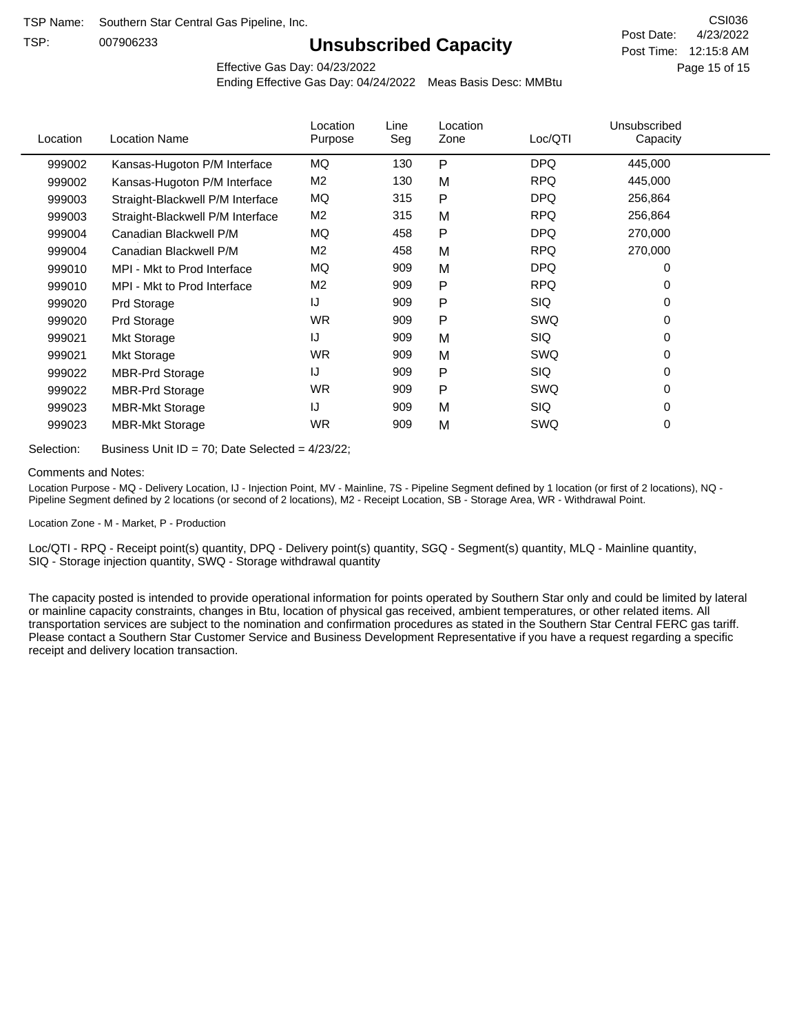TSP Name: Southern Star Central Gas Pipeline, Inc.

TSP: 007906233

# Unsubscribed Capacity

CSI036

Post Date: 4/23/2022

Post Time: 12:15:8 AM

Effective Gas Day: 04/23/2022

Ending Effective Gas Day: 04/24/2022 Meas Basis Desc: MMBtu

| Location | Location Name | Location Purpose | Line Seg | Location Zone | Loc/QTI | Unsubscribed Capacity |
|---|---|---|---|---|---|---|
| 999002 | Kansas-Hugoton P/M Interface | MQ | 130 | P | DPQ | 445,000 |
| 999002 | Kansas-Hugoton P/M Interface | M2 | 130 | M | RPQ | 445,000 |
| 999003 | Straight-Blackwell P/M Interface | MQ | 315 | P | DPQ | 256,864 |
| 999003 | Straight-Blackwell P/M Interface | M2 | 315 | M | RPQ | 256,864 |
| 999004 | Canadian Blackwell P/M | MQ | 458 | P | DPQ | 270,000 |
| 999004 | Canadian Blackwell P/M | M2 | 458 | M | RPQ | 270,000 |
| 999010 | MPI - Mkt to Prod Interface | MQ | 909 | M | DPQ | 0 |
| 999010 | MPI - Mkt to Prod Interface | M2 | 909 | P | RPQ | 0 |
| 999020 | Prd Storage | IJ | 909 | P | SIQ | 0 |
| 999020 | Prd Storage | WR | 909 | P | SWQ | 0 |
| 999021 | Mkt Storage | IJ | 909 | M | SIQ | 0 |
| 999021 | Mkt Storage | WR | 909 | M | SWQ | 0 |
| 999022 | MBR-Prd Storage | IJ | 909 | P | SIQ | 0 |
| 999022 | MBR-Prd Storage | WR | 909 | P | SWQ | 0 |
| 999023 | MBR-Mkt Storage | IJ | 909 | M | SIQ | 0 |
| 999023 | MBR-Mkt Storage | WR | 909 | M | SWQ | 0 |

Selection: Business Unit ID = 70; Date Selected = 4/23/22;

Comments and Notes:

Location Purpose - MQ - Delivery Location, IJ - Injection Point, MV - Mainline, 7S - Pipeline Segment defined by 1 location (or first of 2 locations), NQ - Pipeline Segment defined by 2 locations (or second of 2 locations), M2 - Receipt Location, SB - Storage Area, WR - Withdrawal Point.

Location Zone - M - Market, P - Production

Loc/QTI - RPQ - Receipt point(s) quantity, DPQ - Delivery point(s) quantity, SGQ - Segment(s) quantity, MLQ - Mainline quantity, SIQ - Storage injection quantity, SWQ - Storage withdrawal quantity

The capacity posted is intended to provide operational information for points operated by Southern Star only and could be limited by lateral or mainline capacity constraints, changes in Btu, location of physical gas received, ambient temperatures, or other related items. All transportation services are subject to the nomination and confirmation procedures as stated in the Southern Star Central FERC gas tariff. Please contact a Southern Star Customer Service and Business Development Representative if you have a request regarding a specific receipt and delivery location transaction.